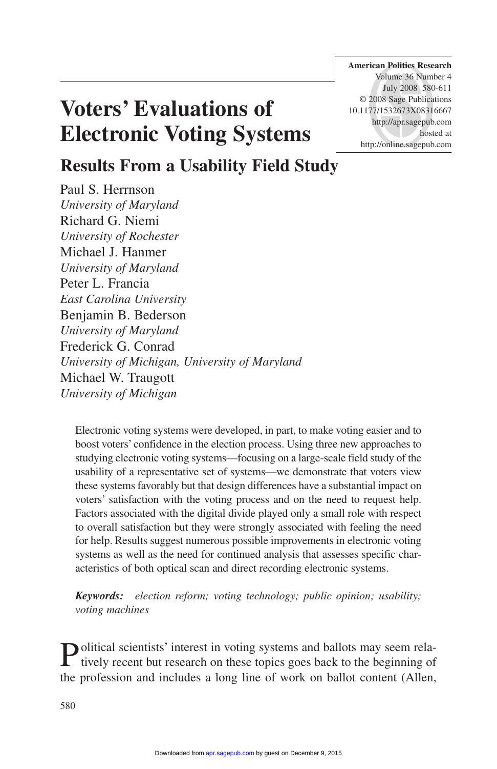# Voters' Evaluations of Electronic Voting Systems

## Results From a Usability Field Study

Paul S. Herrnson
*University of Maryland*
Richard G. Niemi
*University of Rochester*
Michael J. Hanmer
*University of Maryland*
Peter L. Francia
*East Carolina University*
Benjamin B. Bederson
*University of Maryland*
Frederick G. Conrad
*University of Michigan, University of Maryland*
Michael W. Traugott
*University of Michigan*

Electronic voting systems were developed, in part, to make voting easier and to boost voters' confidence in the election process. Using three new approaches to studying electronic voting systems—focusing on a large-scale field study of the usability of a representative set of systems—we demonstrate that voters view these systems favorably but that design differences have a substantial impact on voters' satisfaction with the voting process and on the need to request help. Factors associated with the digital divide played only a small role with respect to overall satisfaction but they were strongly associated with feeling the need for help. Results suggest numerous possible improvements in electronic voting systems as well as the need for continued analysis that assesses specific characteristics of both optical scan and direct recording electronic systems.

***Keywords:*** *election reform; voting technology; public opinion; usability; voting machines*

Political scientists' interest in voting systems and ballots may seem relatively recent but research on these topics goes back to the beginning of the profession and includes a long line of work on ballot content (Allen,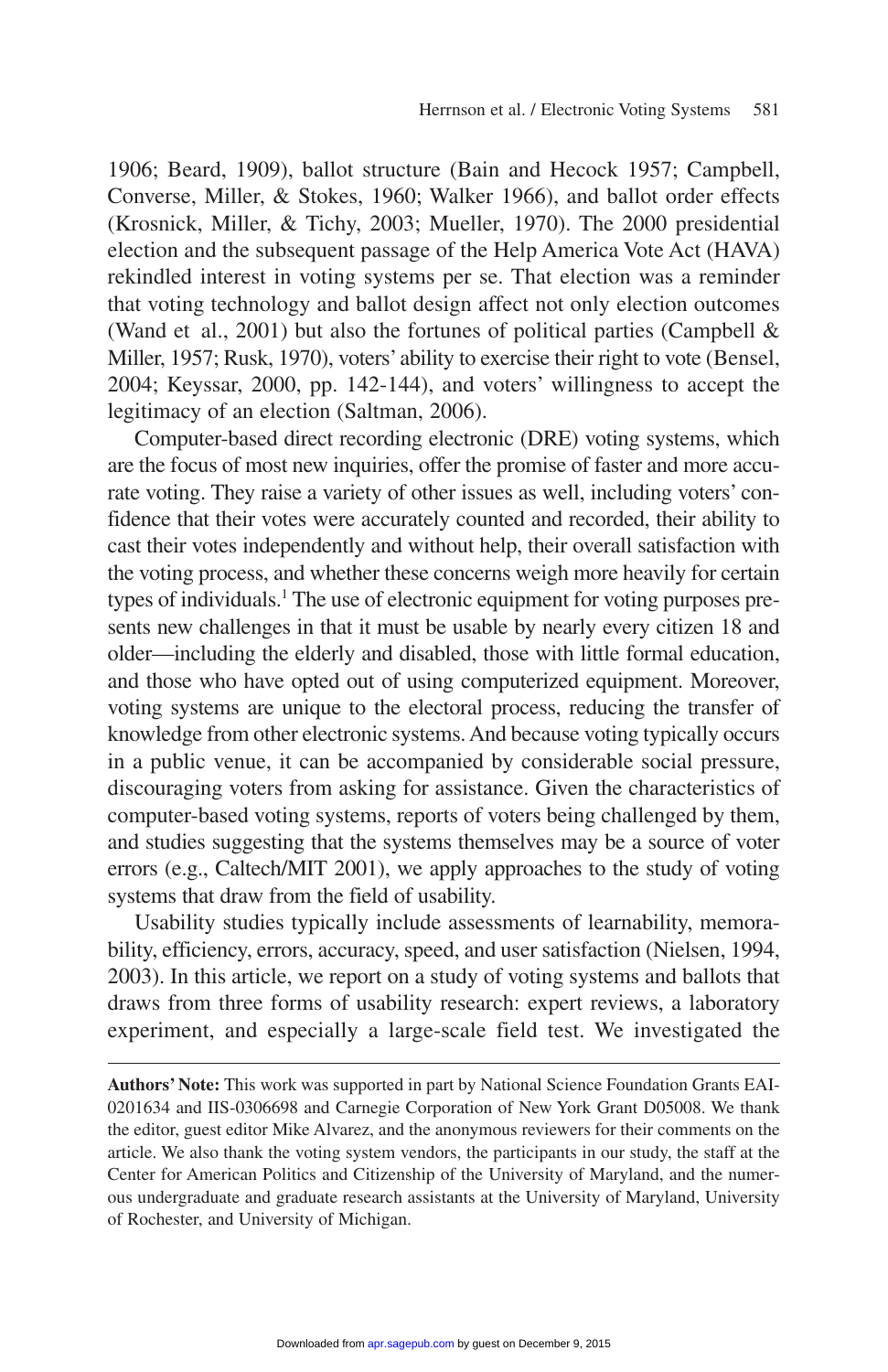1906; Beard, 1909), ballot structure (Bain and Hecock 1957; Campbell, Converse, Miller, & Stokes, 1960; Walker 1966), and ballot order effects (Krosnick, Miller, & Tichy, 2003; Mueller, 1970). The 2000 presidential election and the subsequent passage of the Help America Vote Act (HAVA) rekindled interest in voting systems per se. That election was a reminder that voting technology and ballot design affect not only election outcomes (Wand et al., 2001) but also the fortunes of political parties (Campbell & Miller, 1957; Rusk, 1970), voters' ability to exercise their right to vote (Bensel, 2004; Keyssar, 2000, pp. 142-144), and voters' willingness to accept the legitimacy of an election (Saltman, 2006).

Computer-based direct recording electronic (DRE) voting systems, which are the focus of most new inquiries, offer the promise of faster and more accurate voting. They raise a variety of other issues as well, including voters' confidence that their votes were accurately counted and recorded, their ability to cast their votes independently and without help, their overall satisfaction with the voting process, and whether these concerns weigh more heavily for certain types of individuals.[1] The use of electronic equipment for voting purposes presents new challenges in that it must be usable by nearly every citizen 18 and older—including the elderly and disabled, those with little formal education, and those who have opted out of using computerized equipment. Moreover, voting systems are unique to the electoral process, reducing the transfer of knowledge from other electronic systems. And because voting typically occurs in a public venue, it can be accompanied by considerable social pressure, discouraging voters from asking for assistance. Given the characteristics of computer-based voting systems, reports of voters being challenged by them, and studies suggesting that the systems themselves may be a source of voter errors (e.g., Caltech/MIT 2001), we apply approaches to the study of voting systems that draw from the field of usability.

Usability studies typically include assessments of learnability, memorability, efficiency, errors, accuracy, speed, and user satisfaction (Nielsen, 1994, 2003). In this article, we report on a study of voting systems and ballots that draws from three forms of usability research: expert reviews, a laboratory experiment, and especially a large-scale field test. We investigated the

---

**Authors' Note:** This work was supported in part by National Science Foundation Grants EAI-0201634 and IIS-0306698 and Carnegie Corporation of New York Grant D05008. We thank the editor, guest editor Mike Alvarez, and the anonymous reviewers for their comments on the article. We also thank the voting system vendors, the participants in our study, the staff at the Center for American Politics and Citizenship of the University of Maryland, and the numerous undergraduate and graduate research assistants at the University of Maryland, University of Rochester, and University of Michigan.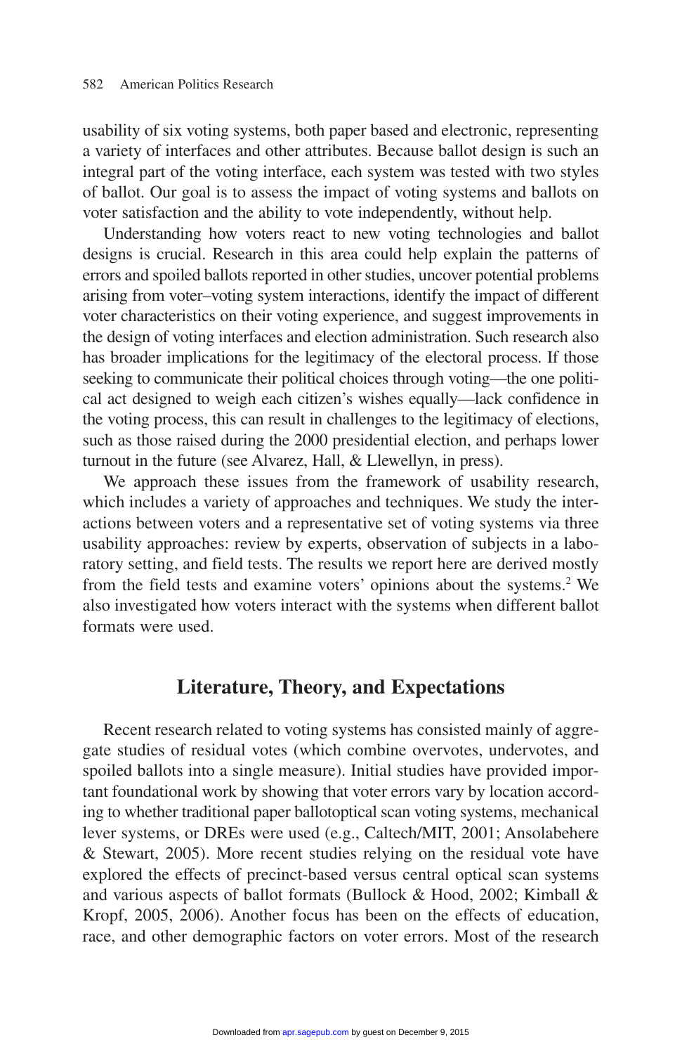usability of six voting systems, both paper based and electronic, representing a variety of interfaces and other attributes. Because ballot design is such an integral part of the voting interface, each system was tested with two styles of ballot. Our goal is to assess the impact of voting systems and ballots on voter satisfaction and the ability to vote independently, without help.

Understanding how voters react to new voting technologies and ballot designs is crucial. Research in this area could help explain the patterns of errors and spoiled ballots reported in other studies, uncover potential problems arising from voter–voting system interactions, identify the impact of different voter characteristics on their voting experience, and suggest improvements in the design of voting interfaces and election administration. Such research also has broader implications for the legitimacy of the electoral process. If those seeking to communicate their political choices through voting—the one political act designed to weigh each citizen's wishes equally—lack confidence in the voting process, this can result in challenges to the legitimacy of elections, such as those raised during the 2000 presidential election, and perhaps lower turnout in the future (see Alvarez, Hall, & Llewellyn, in press).

We approach these issues from the framework of usability research, which includes a variety of approaches and techniques. We study the interactions between voters and a representative set of voting systems via three usability approaches: review by experts, observation of subjects in a laboratory setting, and field tests. The results we report here are derived mostly from the field tests and examine voters' opinions about the systems.[2] We also investigated how voters interact with the systems when different ballot formats were used.

## Literature, Theory, and Expectations

Recent research related to voting systems has consisted mainly of aggregate studies of residual votes (which combine overvotes, undervotes, and spoiled ballots into a single measure). Initial studies have provided important foundational work by showing that voter errors vary by location according to whether traditional paper ballotoptical scan voting systems, mechanical lever systems, or DREs were used (e.g., Caltech/MIT, 2001; Ansolabehere & Stewart, 2005). More recent studies relying on the residual vote have explored the effects of precinct-based versus central optical scan systems and various aspects of ballot formats (Bullock & Hood, 2002; Kimball & Kropf, 2005, 2006). Another focus has been on the effects of education, race, and other demographic factors on voter errors. Most of the research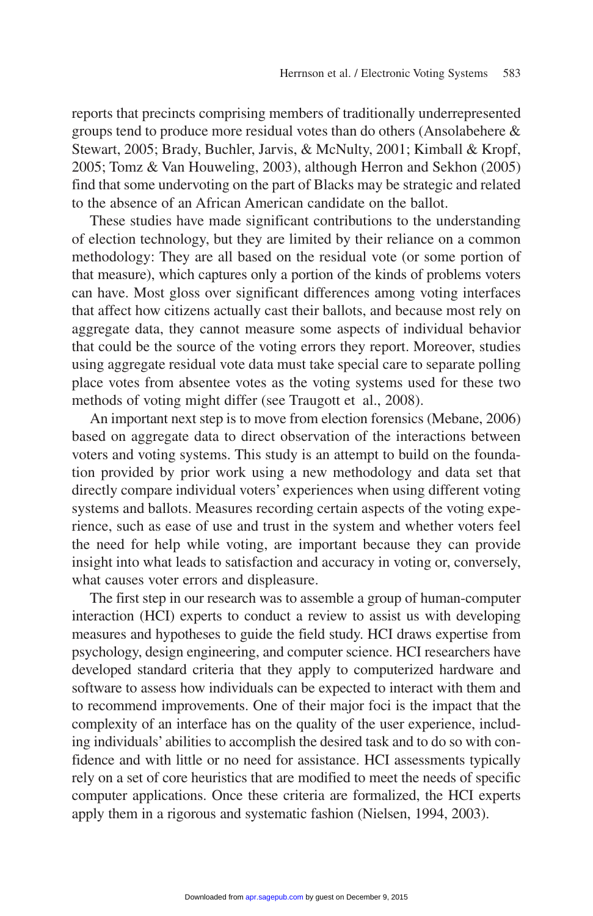reports that precincts comprising members of traditionally underrepresented groups tend to produce more residual votes than do others (Ansolabehere & Stewart, 2005; Brady, Buchler, Jarvis, & McNulty, 2001; Kimball & Kropf, 2005; Tomz & Van Houweling, 2003), although Herron and Sekhon (2005) find that some undervoting on the part of Blacks may be strategic and related to the absence of an African American candidate on the ballot.

These studies have made significant contributions to the understanding of election technology, but they are limited by their reliance on a common methodology: They are all based on the residual vote (or some portion of that measure), which captures only a portion of the kinds of problems voters can have. Most gloss over significant differences among voting interfaces that affect how citizens actually cast their ballots, and because most rely on aggregate data, they cannot measure some aspects of individual behavior that could be the source of the voting errors they report. Moreover, studies using aggregate residual vote data must take special care to separate polling place votes from absentee votes as the voting systems used for these two methods of voting might differ (see Traugott et al., 2008).

An important next step is to move from election forensics (Mebane, 2006) based on aggregate data to direct observation of the interactions between voters and voting systems. This study is an attempt to build on the foundation provided by prior work using a new methodology and data set that directly compare individual voters' experiences when using different voting systems and ballots. Measures recording certain aspects of the voting experience, such as ease of use and trust in the system and whether voters feel the need for help while voting, are important because they can provide insight into what leads to satisfaction and accuracy in voting or, conversely, what causes voter errors and displeasure.

The first step in our research was to assemble a group of human-computer interaction (HCI) experts to conduct a review to assist us with developing measures and hypotheses to guide the field study. HCI draws expertise from psychology, design engineering, and computer science. HCI researchers have developed standard criteria that they apply to computerized hardware and software to assess how individuals can be expected to interact with them and to recommend improvements. One of their major foci is the impact that the complexity of an interface has on the quality of the user experience, including individuals' abilities to accomplish the desired task and to do so with confidence and with little or no need for assistance. HCI assessments typically rely on a set of core heuristics that are modified to meet the needs of specific computer applications. Once these criteria are formalized, the HCI experts apply them in a rigorous and systematic fashion (Nielsen, 1994, 2003).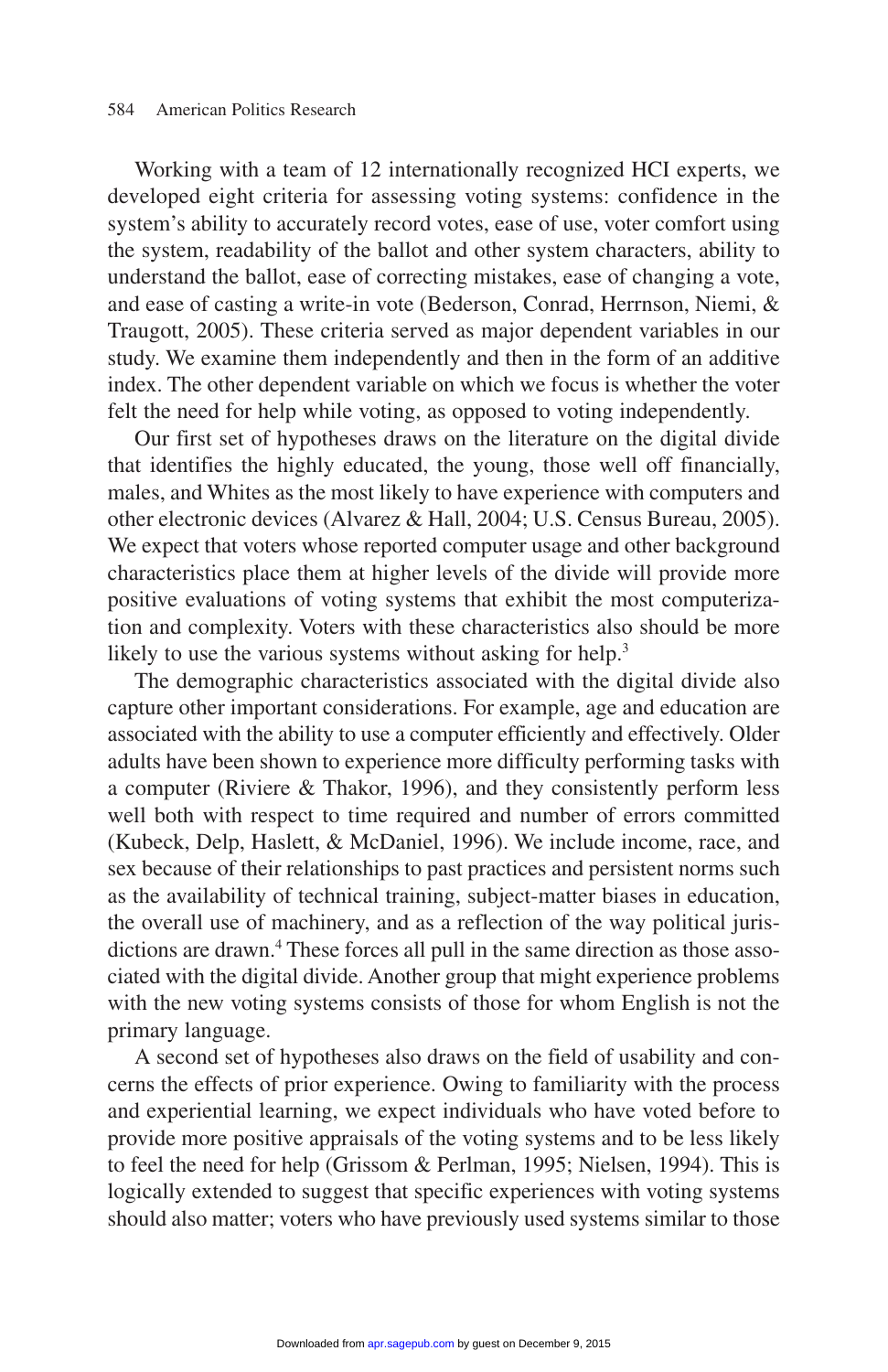Working with a team of 12 internationally recognized HCI experts, we developed eight criteria for assessing voting systems: confidence in the system's ability to accurately record votes, ease of use, voter comfort using the system, readability of the ballot and other system characters, ability to understand the ballot, ease of correcting mistakes, ease of changing a vote, and ease of casting a write-in vote (Bederson, Conrad, Herrnson, Niemi, & Traugott, 2005). These criteria served as major dependent variables in our study. We examine them independently and then in the form of an additive index. The other dependent variable on which we focus is whether the voter felt the need for help while voting, as opposed to voting independently.

Our first set of hypotheses draws on the literature on the digital divide that identifies the highly educated, the young, those well off financially, males, and Whites as the most likely to have experience with computers and other electronic devices (Alvarez & Hall, 2004; U.S. Census Bureau, 2005). We expect that voters whose reported computer usage and other background characteristics place them at higher levels of the divide will provide more positive evaluations of voting systems that exhibit the most computerization and complexity. Voters with these characteristics also should be more likely to use the various systems without asking for help.[3]

The demographic characteristics associated with the digital divide also capture other important considerations. For example, age and education are associated with the ability to use a computer efficiently and effectively. Older adults have been shown to experience more difficulty performing tasks with a computer (Riviere & Thakor, 1996), and they consistently perform less well both with respect to time required and number of errors committed (Kubeck, Delp, Haslett, & McDaniel, 1996). We include income, race, and sex because of their relationships to past practices and persistent norms such as the availability of technical training, subject-matter biases in education, the overall use of machinery, and as a reflection of the way political jurisdictions are drawn.[4] These forces all pull in the same direction as those associated with the digital divide. Another group that might experience problems with the new voting systems consists of those for whom English is not the primary language.

A second set of hypotheses also draws on the field of usability and concerns the effects of prior experience. Owing to familiarity with the process and experiential learning, we expect individuals who have voted before to provide more positive appraisals of the voting systems and to be less likely to feel the need for help (Grissom & Perlman, 1995; Nielsen, 1994). This is logically extended to suggest that specific experiences with voting systems should also matter; voters who have previously used systems similar to those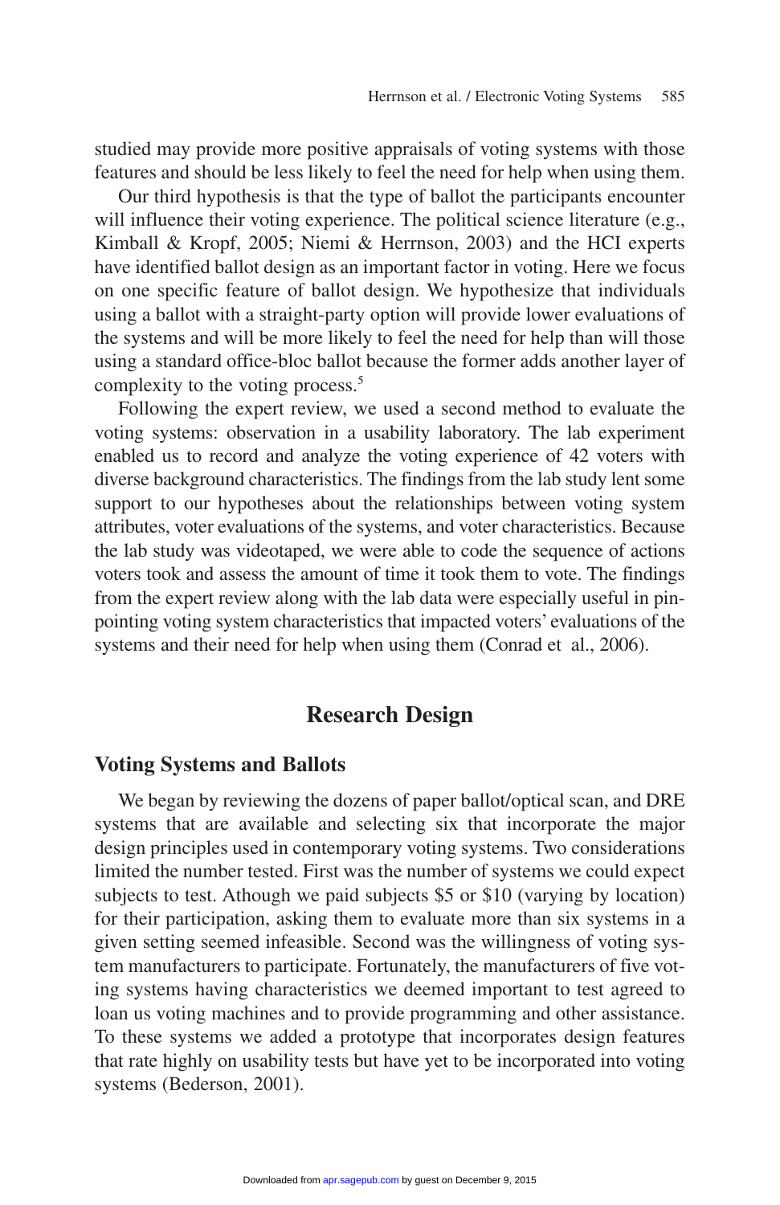studied may provide more positive appraisals of voting systems with those features and should be less likely to feel the need for help when using them.

Our third hypothesis is that the type of ballot the participants encounter will influence their voting experience. The political science literature (e.g., Kimball & Kropf, 2005; Niemi & Herrnson, 2003) and the HCI experts have identified ballot design as an important factor in voting. Here we focus on one specific feature of ballot design. We hypothesize that individuals using a ballot with a straight-party option will provide lower evaluations of the systems and will be more likely to feel the need for help than will those using a standard office-bloc ballot because the former adds another layer of complexity to the voting process.[5]

Following the expert review, we used a second method to evaluate the voting systems: observation in a usability laboratory. The lab experiment enabled us to record and analyze the voting experience of 42 voters with diverse background characteristics. The findings from the lab study lent some support to our hypotheses about the relationships between voting system attributes, voter evaluations of the systems, and voter characteristics. Because the lab study was videotaped, we were able to code the sequence of actions voters took and assess the amount of time it took them to vote. The findings from the expert review along with the lab data were especially useful in pinpointing voting system characteristics that impacted voters' evaluations of the systems and their need for help when using them (Conrad et al., 2006).

## Research Design

### Voting Systems and Ballots

We began by reviewing the dozens of paper ballot/optical scan, and DRE systems that are available and selecting six that incorporate the major design principles used in contemporary voting systems. Two considerations limited the number tested. First was the number of systems we could expect subjects to test. Athough we paid subjects $5 or $10 (varying by location) for their participation, asking them to evaluate more than six systems in a given setting seemed infeasible. Second was the willingness of voting system manufacturers to participate. Fortunately, the manufacturers of five voting systems having characteristics we deemed important to test agreed to loan us voting machines and to provide programming and other assistance. To these systems we added a prototype that incorporates design features that rate highly on usability tests but have yet to be incorporated into voting systems (Bederson, 2001).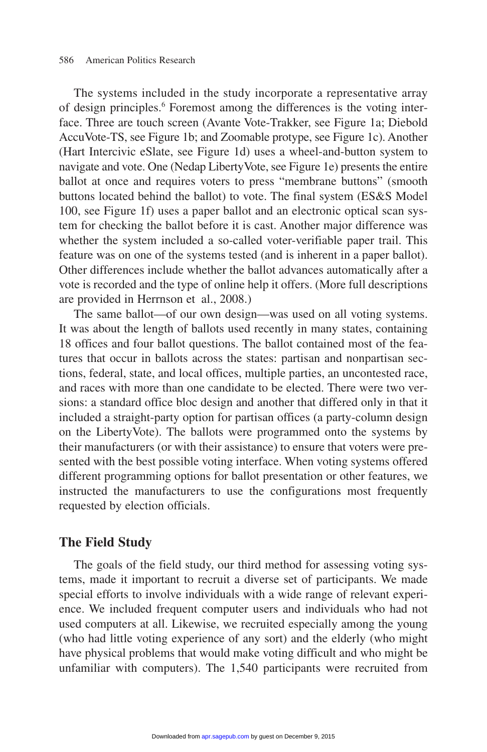The systems included in the study incorporate a representative array of design principles.[6] Foremost among the differences is the voting interface. Three are touch screen (Avante Vote-Trakker, see Figure 1a; Diebold AccuVote-TS, see Figure 1b; and Zoomable protype, see Figure 1c). Another (Hart Intercivic eSlate, see Figure 1d) uses a wheel-and-button system to navigate and vote. One (Nedap LibertyVote, see Figure 1e) presents the entire ballot at once and requires voters to press "membrane buttons" (smooth buttons located behind the ballot) to vote. The final system (ES&S Model 100, see Figure 1f) uses a paper ballot and an electronic optical scan system for checking the ballot before it is cast. Another major difference was whether the system included a so-called voter-verifiable paper trail. This feature was on one of the systems tested (and is inherent in a paper ballot). Other differences include whether the ballot advances automatically after a vote is recorded and the type of online help it offers. (More full descriptions are provided in Herrnson et al., 2008.)

The same ballot—of our own design—was used on all voting systems. It was about the length of ballots used recently in many states, containing 18 offices and four ballot questions. The ballot contained most of the features that occur in ballots across the states: partisan and nonpartisan sections, federal, state, and local offices, multiple parties, an uncontested race, and races with more than one candidate to be elected. There were two versions: a standard office bloc design and another that differed only in that it included a straight-party option for partisan offices (a party-column design on the LibertyVote). The ballots were programmed onto the systems by their manufacturers (or with their assistance) to ensure that voters were presented with the best possible voting interface. When voting systems offered different programming options for ballot presentation or other features, we instructed the manufacturers to use the configurations most frequently requested by election officials.

## The Field Study

The goals of the field study, our third method for assessing voting systems, made it important to recruit a diverse set of participants. We made special efforts to involve individuals with a wide range of relevant experience. We included frequent computer users and individuals who had not used computers at all. Likewise, we recruited especially among the young (who had little voting experience of any sort) and the elderly (who might have physical problems that would make voting difficult and who might be unfamiliar with computers). The 1,540 participants were recruited from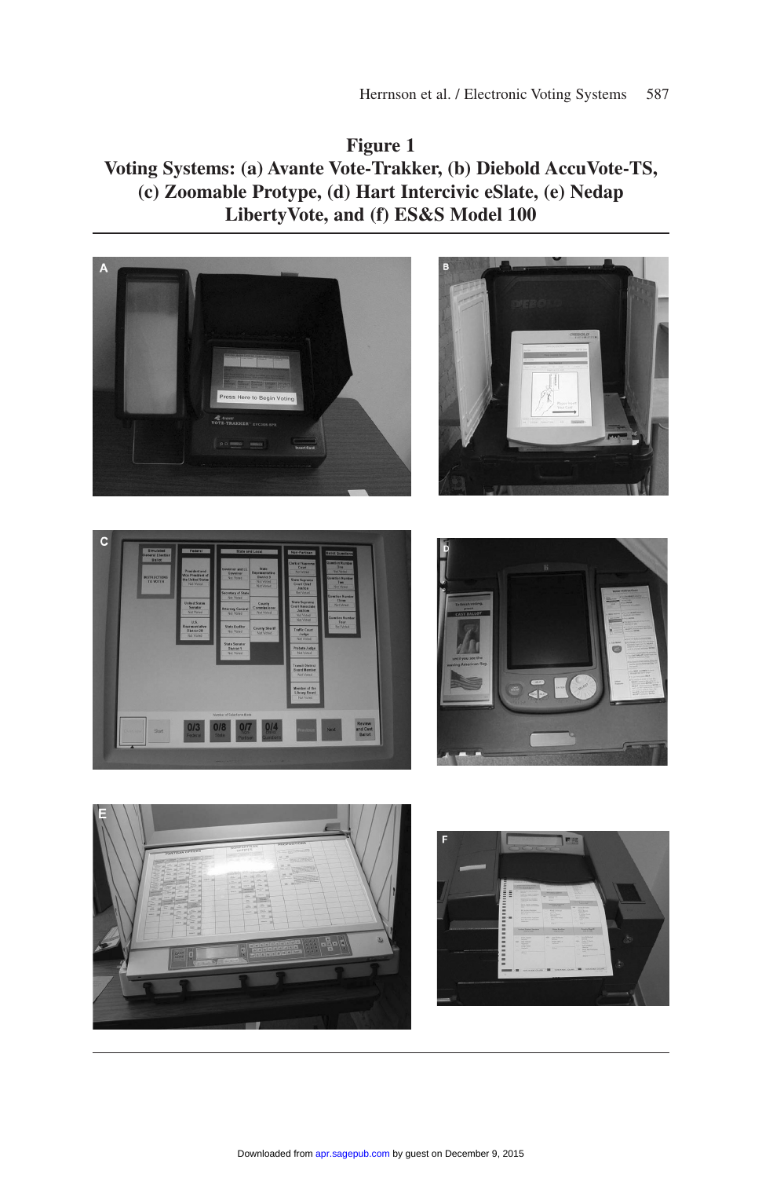**Figure 1**
**Voting Systems: (a) Avante Vote-Trakker, (b) Diebold AccuVote-TS, (c) Zoomable Protype, (d) Hart Intercivic eSlate, (e) Nedap LibertyVote, and (f) ES&S Model 100**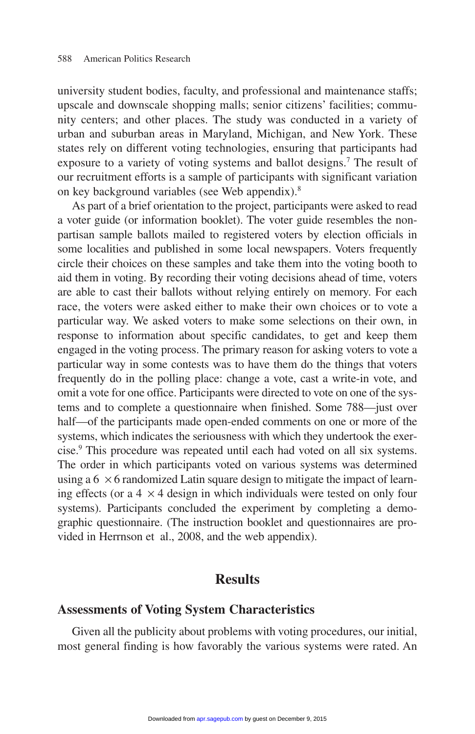university student bodies, faculty, and professional and maintenance staffs; upscale and downscale shopping malls; senior citizens' facilities; community centers; and other places. The study was conducted in a variety of urban and suburban areas in Maryland, Michigan, and New York. These states rely on different voting technologies, ensuring that participants had exposure to a variety of voting systems and ballot designs.[7] The result of our recruitment efforts is a sample of participants with significant variation on key background variables (see Web appendix).[8]

As part of a brief orientation to the project, participants were asked to read a voter guide (or information booklet). The voter guide resembles the nonpartisan sample ballots mailed to registered voters by election officials in some localities and published in some local newspapers. Voters frequently circle their choices on these samples and take them into the voting booth to aid them in voting. By recording their voting decisions ahead of time, voters are able to cast their ballots without relying entirely on memory. For each race, the voters were asked either to make their own choices or to vote a particular way. We asked voters to make some selections on their own, in response to information about specific candidates, to get and keep them engaged in the voting process. The primary reason for asking voters to vote a particular way in some contests was to have them do the things that voters frequently do in the polling place: change a vote, cast a write-in vote, and omit a vote for one office. Participants were directed to vote on one of the systems and to complete a questionnaire when finished. Some 788—just over half—of the participants made open-ended comments on one or more of the systems, which indicates the seriousness with which they undertook the exercise.[9] This procedure was repeated until each had voted on all six systems. The order in which participants voted on various systems was determined using a $6 \times 6$ randomized Latin square design to mitigate the impact of learning effects (or a $4 \times 4$ design in which individuals were tested on only four systems). Participants concluded the experiment by completing a demographic questionnaire. (The instruction booklet and questionnaires are provided in Herrnson et al., 2008, and the web appendix).

## Results

### Assessments of Voting System Characteristics

Given all the publicity about problems with voting procedures, our initial, most general finding is how favorably the various systems were rated. An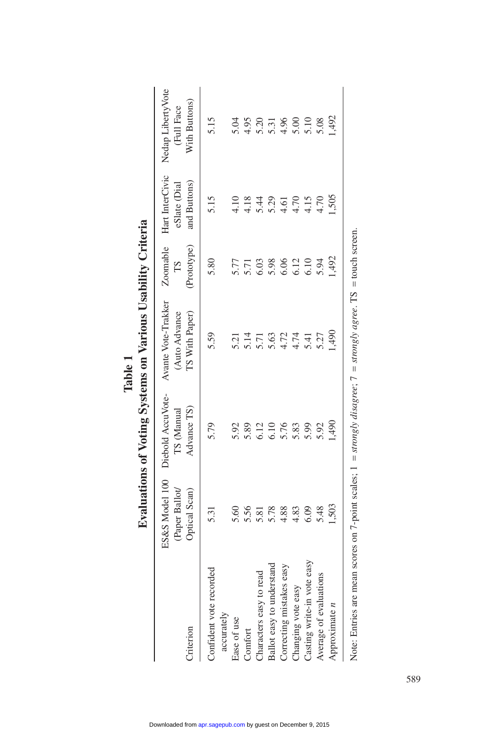**Table 1**

**Evaluations of Voting Systems on Various Usability Criteria**

| Criterion | ES&S Model 100 (Paper Ballot/ Optical Scan) | Diebold AccuVote-TS (Manual Advance TS) | Avante Vote-Trakker (Auto Advance TS With Paper) | Zoomable TS (Prototype) | Hart InterCivic eSlate (Dial and Buttons) | Nedap LibertyVote (Full Face With Buttons) |
|---|---|---|---|---|---|---|
| Confident vote recorded accurately | 5.31 | 5.79 | 5.59 | 5.80 | 5.15 | 5.15 |
| Ease of use | 5.60 | 5.92 | 5.21 | 5.77 | 4.10 | 5.04 |
| Comfort | 5.56 | 5.89 | 5.14 | 5.71 | 4.18 | 4.95 |
| Characters easy to read | 5.81 | 6.12 | 5.71 | 6.03 | 5.44 | 5.20 |
| Ballot easy to understand | 5.78 | 6.10 | 5.63 | 5.98 | 5.29 | 5.31 |
| Correcting mistakes easy | 4.88 | 5.76 | 4.72 | 6.06 | 4.61 | 4.96 |
| Changing vote easy | 4.83 | 5.83 | 4.74 | 6.12 | 4.70 | 5.00 |
| Casting write-in vote easy | 6.09 | 5.99 | 5.41 | 6.10 | 4.15 | 5.10 |
| Average of evaluations | 5.48 | 5.92 | 5.27 | 5.94 | 4.70 | 5.08 |
| Approximate *n* | 1,503 | 1,490 | 1,490 | 1,492 | 1,505 | 1,492 |

Note: Entries are mean scores on 7-point scales; 1 = *strongly disagree*; 7 = *strongly agree*. TS = touch screen.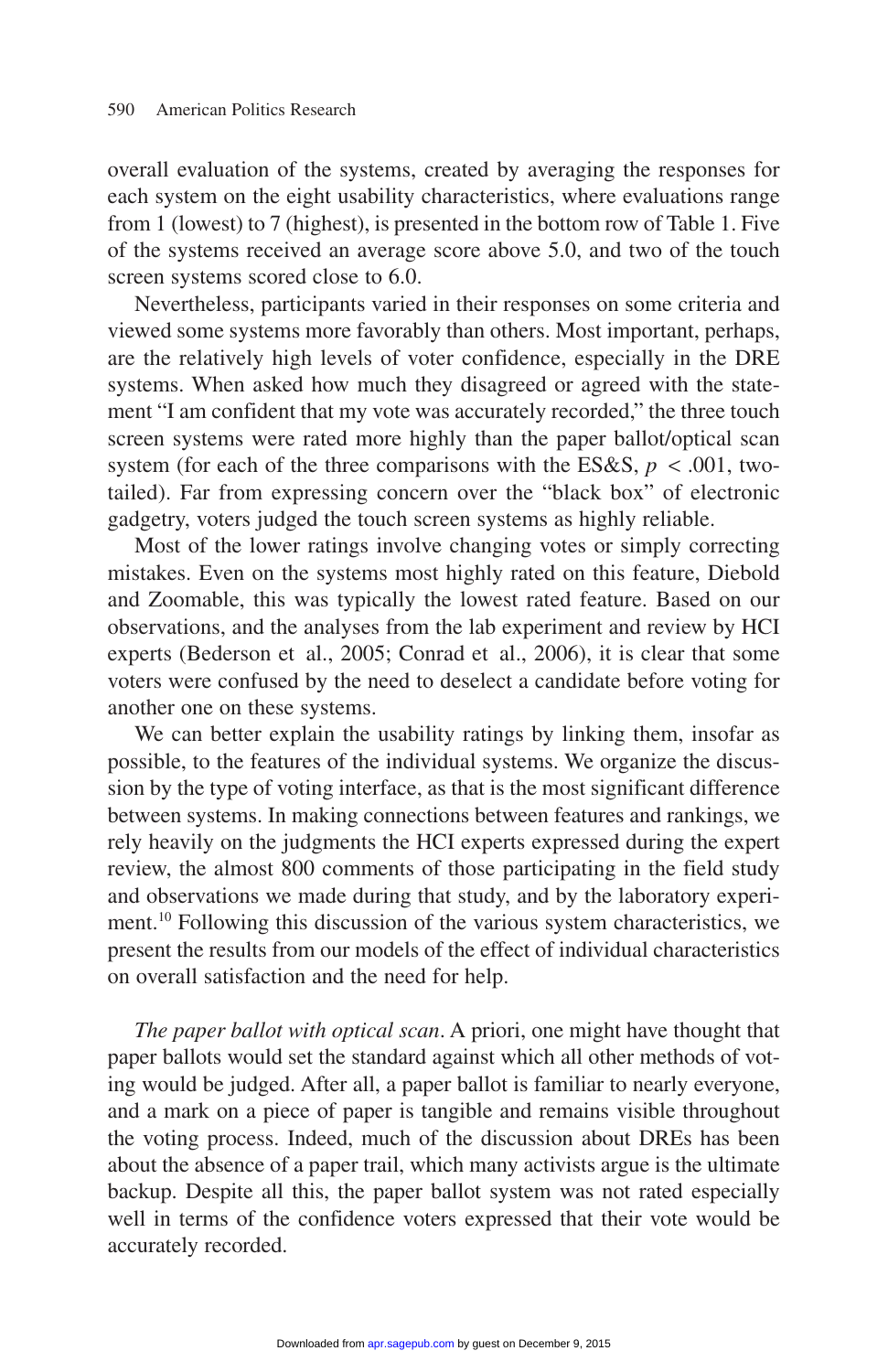overall evaluation of the systems, created by averaging the responses for each system on the eight usability characteristics, where evaluations range from 1 (lowest) to 7 (highest), is presented in the bottom row of Table 1. Five of the systems received an average score above 5.0, and two of the touch screen systems scored close to 6.0.

Nevertheless, participants varied in their responses on some criteria and viewed some systems more favorably than others. Most important, perhaps, are the relatively high levels of voter confidence, especially in the DRE systems. When asked how much they disagreed or agreed with the statement "I am confident that my vote was accurately recorded," the three touch screen systems were rated more highly than the paper ballot/optical scan system (for each of the three comparisons with the ES&S, $p < .001$, two-tailed). Far from expressing concern over the "black box" of electronic gadgetry, voters judged the touch screen systems as highly reliable.

Most of the lower ratings involve changing votes or simply correcting mistakes. Even on the systems most highly rated on this feature, Diebold and Zoomable, this was typically the lowest rated feature. Based on our observations, and the analyses from the lab experiment and review by HCI experts (Bederson et al., 2005; Conrad et al., 2006), it is clear that some voters were confused by the need to deselect a candidate before voting for another one on these systems.

We can better explain the usability ratings by linking them, insofar as possible, to the features of the individual systems. We organize the discussion by the type of voting interface, as that is the most significant difference between systems. In making connections between features and rankings, we rely heavily on the judgments the HCI experts expressed during the expert review, the almost 800 comments of those participating in the field study and observations we made during that study, and by the laboratory experiment.[10] Following this discussion of the various system characteristics, we present the results from our models of the effect of individual characteristics on overall satisfaction and the need for help.

*The paper ballot with optical scan*. A priori, one might have thought that paper ballots would set the standard against which all other methods of voting would be judged. After all, a paper ballot is familiar to nearly everyone, and a mark on a piece of paper is tangible and remains visible throughout the voting process. Indeed, much of the discussion about DREs has been about the absence of a paper trail, which many activists argue is the ultimate backup. Despite all this, the paper ballot system was not rated especially well in terms of the confidence voters expressed that their vote would be accurately recorded.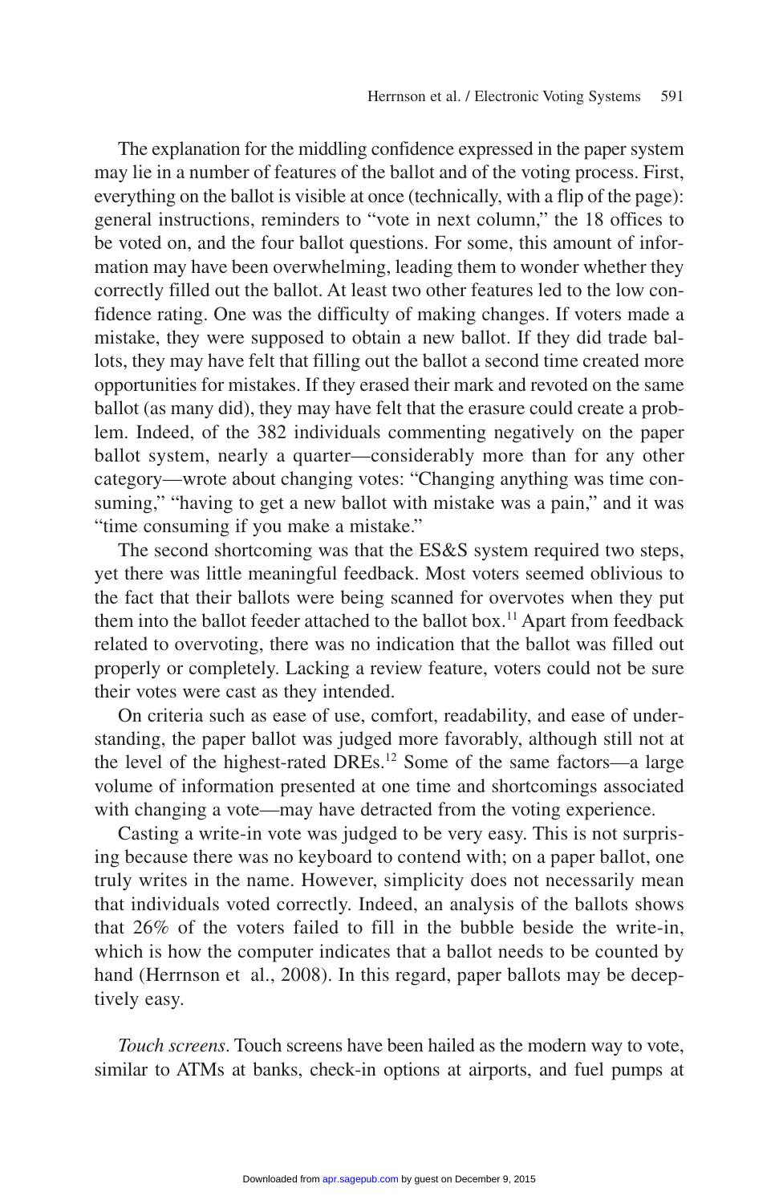The explanation for the middling confidence expressed in the paper system may lie in a number of features of the ballot and of the voting process. First, everything on the ballot is visible at once (technically, with a flip of the page): general instructions, reminders to "vote in next column," the 18 offices to be voted on, and the four ballot questions. For some, this amount of information may have been overwhelming, leading them to wonder whether they correctly filled out the ballot. At least two other features led to the low confidence rating. One was the difficulty of making changes. If voters made a mistake, they were supposed to obtain a new ballot. If they did trade ballots, they may have felt that filling out the ballot a second time created more opportunities for mistakes. If they erased their mark and revoted on the same ballot (as many did), they may have felt that the erasure could create a problem. Indeed, of the 382 individuals commenting negatively on the paper ballot system, nearly a quarter—considerably more than for any other category—wrote about changing votes: "Changing anything was time consuming," "having to get a new ballot with mistake was a pain," and it was "time consuming if you make a mistake."

The second shortcoming was that the ES&S system required two steps, yet there was little meaningful feedback. Most voters seemed oblivious to the fact that their ballots were being scanned for overvotes when they put them into the ballot feeder attached to the ballot box.[11] Apart from feedback related to overvoting, there was no indication that the ballot was filled out properly or completely. Lacking a review feature, voters could not be sure their votes were cast as they intended.

On criteria such as ease of use, comfort, readability, and ease of understanding, the paper ballot was judged more favorably, although still not at the level of the highest-rated DREs.[12] Some of the same factors—a large volume of information presented at one time and shortcomings associated with changing a vote—may have detracted from the voting experience.

Casting a write-in vote was judged to be very easy. This is not surprising because there was no keyboard to contend with; on a paper ballot, one truly writes in the name. However, simplicity does not necessarily mean that individuals voted correctly. Indeed, an analysis of the ballots shows that 26% of the voters failed to fill in the bubble beside the write-in, which is how the computer indicates that a ballot needs to be counted by hand (Herrnson et al., 2008). In this regard, paper ballots may be deceptively easy.

*Touch screens*. Touch screens have been hailed as the modern way to vote, similar to ATMs at banks, check-in options at airports, and fuel pumps at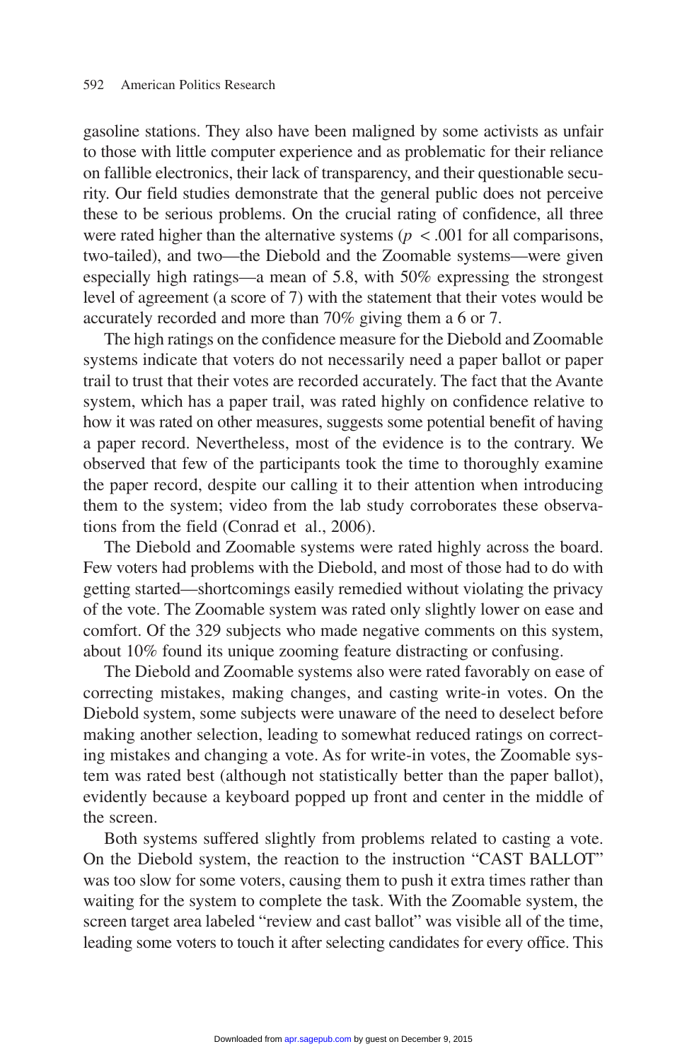gasoline stations. They also have been maligned by some activists as unfair to those with little computer experience and as problematic for their reliance on fallible electronics, their lack of transparency, and their questionable security. Our field studies demonstrate that the general public does not perceive these to be serious problems. On the crucial rating of confidence, all three were rated higher than the alternative systems ($p < .001$ for all comparisons, two-tailed), and two—the Diebold and the Zoomable systems—were given especially high ratings—a mean of 5.8, with 50% expressing the strongest level of agreement (a score of 7) with the statement that their votes would be accurately recorded and more than 70% giving them a 6 or 7.

The high ratings on the confidence measure for the Diebold and Zoomable systems indicate that voters do not necessarily need a paper ballot or paper trail to trust that their votes are recorded accurately. The fact that the Avante system, which has a paper trail, was rated highly on confidence relative to how it was rated on other measures, suggests some potential benefit of having a paper record. Nevertheless, most of the evidence is to the contrary. We observed that few of the participants took the time to thoroughly examine the paper record, despite our calling it to their attention when introducing them to the system; video from the lab study corroborates these observations from the field (Conrad et al., 2006).

The Diebold and Zoomable systems were rated highly across the board. Few voters had problems with the Diebold, and most of those had to do with getting started—shortcomings easily remedied without violating the privacy of the vote. The Zoomable system was rated only slightly lower on ease and comfort. Of the 329 subjects who made negative comments on this system, about 10% found its unique zooming feature distracting or confusing.

The Diebold and Zoomable systems also were rated favorably on ease of correcting mistakes, making changes, and casting write-in votes. On the Diebold system, some subjects were unaware of the need to deselect before making another selection, leading to somewhat reduced ratings on correcting mistakes and changing a vote. As for write-in votes, the Zoomable system was rated best (although not statistically better than the paper ballot), evidently because a keyboard popped up front and center in the middle of the screen.

Both systems suffered slightly from problems related to casting a vote. On the Diebold system, the reaction to the instruction "CAST BALLOT" was too slow for some voters, causing them to push it extra times rather than waiting for the system to complete the task. With the Zoomable system, the screen target area labeled "review and cast ballot" was visible all of the time, leading some voters to touch it after selecting candidates for every office. This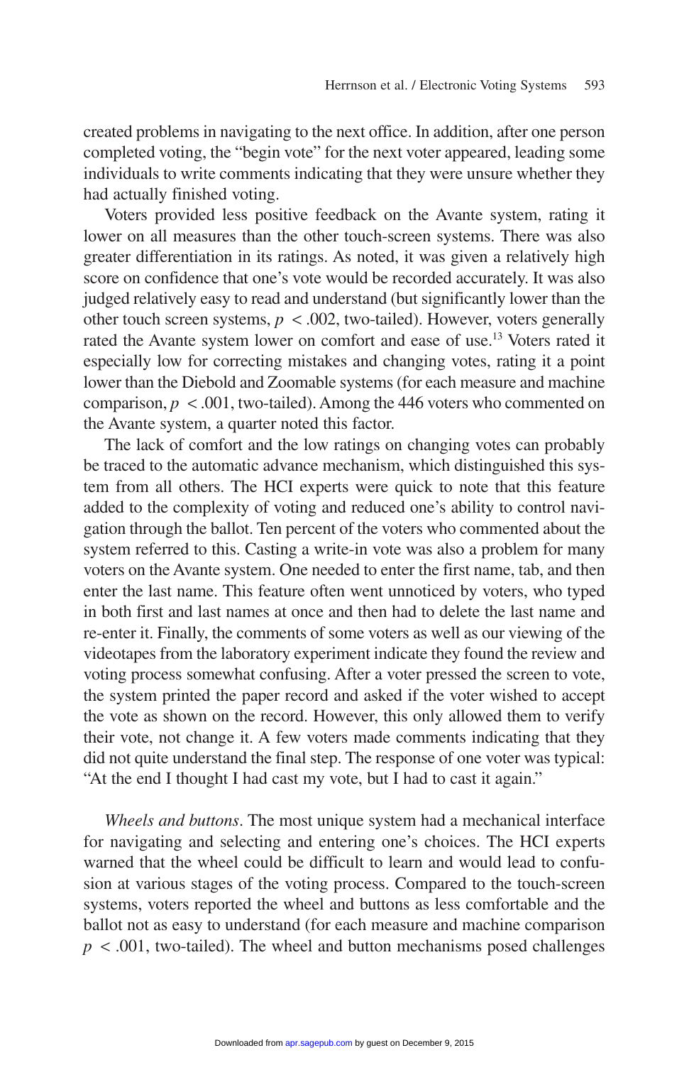created problems in navigating to the next office. In addition, after one person completed voting, the "begin vote" for the next voter appeared, leading some individuals to write comments indicating that they were unsure whether they had actually finished voting.

Voters provided less positive feedback on the Avante system, rating it lower on all measures than the other touch-screen systems. There was also greater differentiation in its ratings. As noted, it was given a relatively high score on confidence that one's vote would be recorded accurately. It was also judged relatively easy to read and understand (but significantly lower than the other touch screen systems, $p < .002$, two-tailed). However, voters generally rated the Avante system lower on comfort and ease of use.[13] Voters rated it especially low for correcting mistakes and changing votes, rating it a point lower than the Diebold and Zoomable systems (for each measure and machine comparison, $p < .001$, two-tailed). Among the 446 voters who commented on the Avante system, a quarter noted this factor.

The lack of comfort and the low ratings on changing votes can probably be traced to the automatic advance mechanism, which distinguished this system from all others. The HCI experts were quick to note that this feature added to the complexity of voting and reduced one's ability to control navigation through the ballot. Ten percent of the voters who commented about the system referred to this. Casting a write-in vote was also a problem for many voters on the Avante system. One needed to enter the first name, tab, and then enter the last name. This feature often went unnoticed by voters, who typed in both first and last names at once and then had to delete the last name and re-enter it. Finally, the comments of some voters as well as our viewing of the videotapes from the laboratory experiment indicate they found the review and voting process somewhat confusing. After a voter pressed the screen to vote, the system printed the paper record and asked if the voter wished to accept the vote as shown on the record. However, this only allowed them to verify their vote, not change it. A few voters made comments indicating that they did not quite understand the final step. The response of one voter was typical: "At the end I thought I had cast my vote, but I had to cast it again."

*Wheels and buttons*. The most unique system had a mechanical interface for navigating and selecting and entering one's choices. The HCI experts warned that the wheel could be difficult to learn and would lead to confusion at various stages of the voting process. Compared to the touch-screen systems, voters reported the wheel and buttons as less comfortable and the ballot not as easy to understand (for each measure and machine comparison $p < .001$, two-tailed). The wheel and button mechanisms posed challenges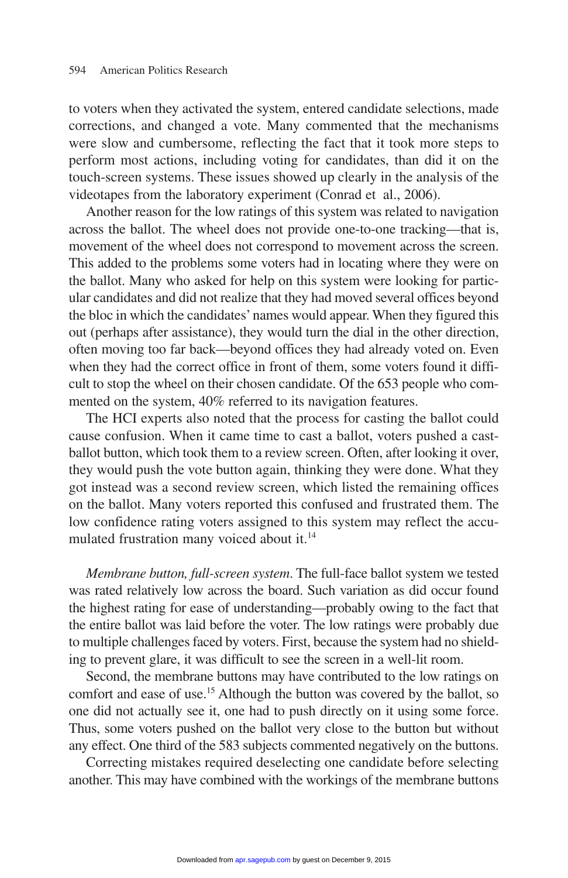to voters when they activated the system, entered candidate selections, made corrections, and changed a vote. Many commented that the mechanisms were slow and cumbersome, reflecting the fact that it took more steps to perform most actions, including voting for candidates, than did it on the touch-screen systems. These issues showed up clearly in the analysis of the videotapes from the laboratory experiment (Conrad et al., 2006).

Another reason for the low ratings of this system was related to navigation across the ballot. The wheel does not provide one-to-one tracking—that is, movement of the wheel does not correspond to movement across the screen. This added to the problems some voters had in locating where they were on the ballot. Many who asked for help on this system were looking for particular candidates and did not realize that they had moved several offices beyond the bloc in which the candidates' names would appear. When they figured this out (perhaps after assistance), they would turn the dial in the other direction, often moving too far back—beyond offices they had already voted on. Even when they had the correct office in front of them, some voters found it difficult to stop the wheel on their chosen candidate. Of the 653 people who commented on the system, 40% referred to its navigation features.

The HCI experts also noted that the process for casting the ballot could cause confusion. When it came time to cast a ballot, voters pushed a cast-ballot button, which took them to a review screen. Often, after looking it over, they would push the vote button again, thinking they were done. What they got instead was a second review screen, which listed the remaining offices on the ballot. Many voters reported this confused and frustrated them. The low confidence rating voters assigned to this system may reflect the accumulated frustration many voiced about it.[14]

*Membrane button, full-screen system*. The full-face ballot system we tested was rated relatively low across the board. Such variation as did occur found the highest rating for ease of understanding—probably owing to the fact that the entire ballot was laid before the voter. The low ratings were probably due to multiple challenges faced by voters. First, because the system had no shielding to prevent glare, it was difficult to see the screen in a well-lit room.

Second, the membrane buttons may have contributed to the low ratings on comfort and ease of use.[15] Although the button was covered by the ballot, so one did not actually see it, one had to push directly on it using some force. Thus, some voters pushed on the ballot very close to the button but without any effect. One third of the 583 subjects commented negatively on the buttons.

Correcting mistakes required deselecting one candidate before selecting another. This may have combined with the workings of the membrane buttons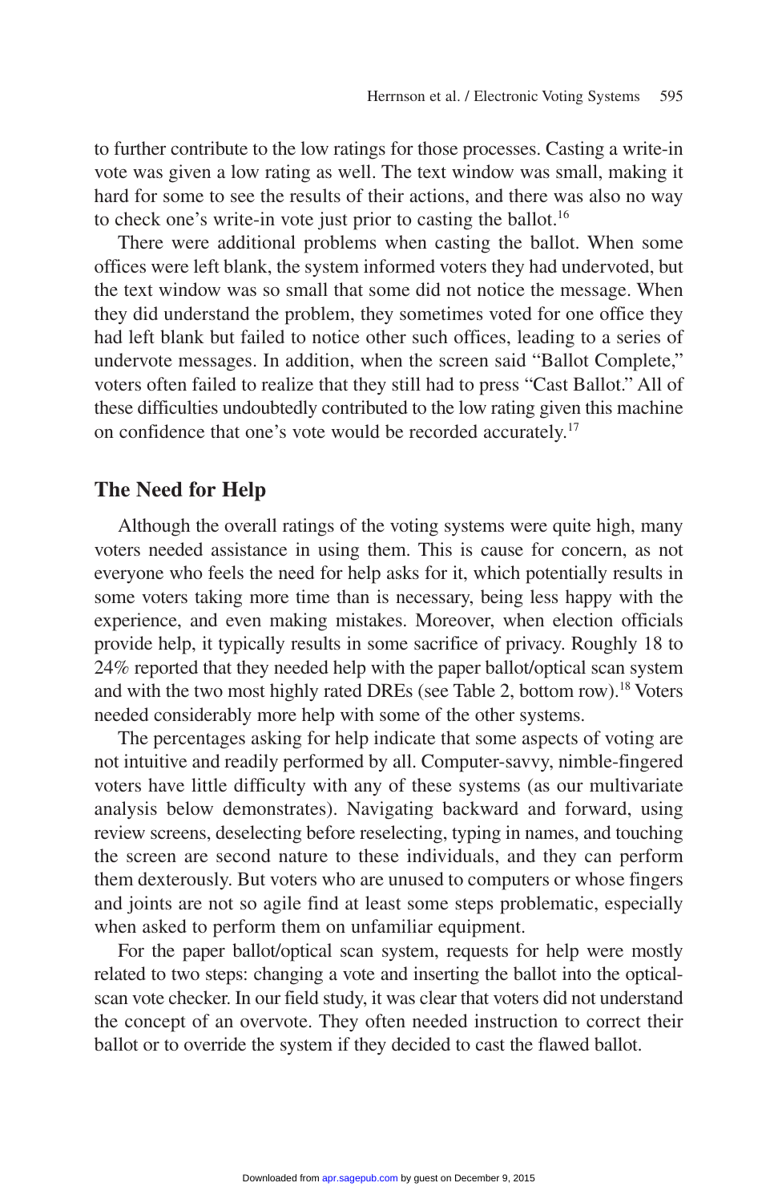to further contribute to the low ratings for those processes. Casting a write-in vote was given a low rating as well. The text window was small, making it hard for some to see the results of their actions, and there was also no way to check one's write-in vote just prior to casting the ballot.[16]

There were additional problems when casting the ballot. When some offices were left blank, the system informed voters they had undervoted, but the text window was so small that some did not notice the message. When they did understand the problem, they sometimes voted for one office they had left blank but failed to notice other such offices, leading to a series of undervote messages. In addition, when the screen said "Ballot Complete," voters often failed to realize that they still had to press "Cast Ballot." All of these difficulties undoubtedly contributed to the low rating given this machine on confidence that one's vote would be recorded accurately.[17]

## The Need for Help

Although the overall ratings of the voting systems were quite high, many voters needed assistance in using them. This is cause for concern, as not everyone who feels the need for help asks for it, which potentially results in some voters taking more time than is necessary, being less happy with the experience, and even making mistakes. Moreover, when election officials provide help, it typically results in some sacrifice of privacy. Roughly 18 to 24% reported that they needed help with the paper ballot/optical scan system and with the two most highly rated DREs (see Table 2, bottom row).[18] Voters needed considerably more help with some of the other systems.

The percentages asking for help indicate that some aspects of voting are not intuitive and readily performed by all. Computer-savvy, nimble-fingered voters have little difficulty with any of these systems (as our multivariate analysis below demonstrates). Navigating backward and forward, using review screens, deselecting before reselecting, typing in names, and touching the screen are second nature to these individuals, and they can perform them dexterously. But voters who are unused to computers or whose fingers and joints are not so agile find at least some steps problematic, especially when asked to perform them on unfamiliar equipment.

For the paper ballot/optical scan system, requests for help were mostly related to two steps: changing a vote and inserting the ballot into the optical-scan vote checker. In our field study, it was clear that voters did not understand the concept of an overvote. They often needed instruction to correct their ballot or to override the system if they decided to cast the flawed ballot.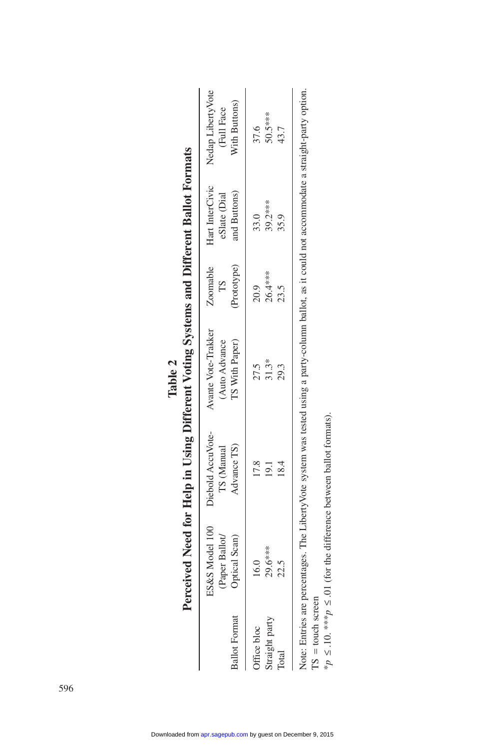**Table 2**
**Perceived Need for Help in Using Different Voting Systems and Different Ballot Formats**

| Ballot Format | ES&S Model 100 (Paper Ballot/ Optical Scan) | Diebold AccuVote-TS (Manual Advance TS) | Avante Vote-Trakker (Auto Advance TS With Paper) | Zoomable TS (Prototype) | Hart InterCivic eSlate (Dial and Buttons) | Nedap LibertyVote (Full Face With Buttons) |
|---|---|---|---|---|---|---|
| Office bloc | 16.0 | 17.8 | 27.5 | 20.9 | 33.0 | 37.6 |
| Straight party | 29.6*** | 19.1 | 31.3* | 26.4*** | 39.2*** | 50.5*** |
| Total | 22.5 | 18.4 | 29.3 | 23.5 | 35.9 | 43.7 |

Note: Entries are percentages. The LibertyVote system was tested using a party-column ballot, as it could not accommodate a straight-party option.
TS = touch screen
\*$p \leq .10$. \*\*\*$p \leq .01$ (for the difference between ballot formats).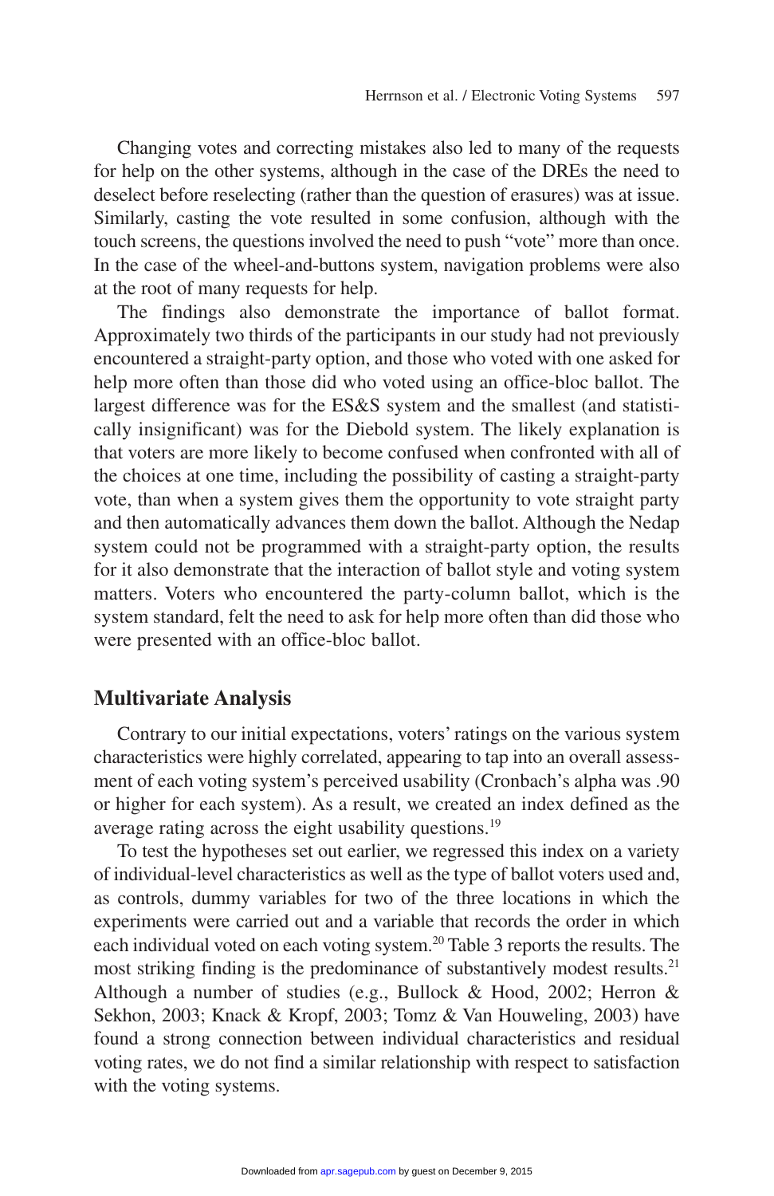Changing votes and correcting mistakes also led to many of the requests for help on the other systems, although in the case of the DREs the need to deselect before reselecting (rather than the question of erasures) was at issue. Similarly, casting the vote resulted in some confusion, although with the touch screens, the questions involved the need to push "vote" more than once. In the case of the wheel-and-buttons system, navigation problems were also at the root of many requests for help.

The findings also demonstrate the importance of ballot format. Approximately two thirds of the participants in our study had not previously encountered a straight-party option, and those who voted with one asked for help more often than those did who voted using an office-bloc ballot. The largest difference was for the ES&S system and the smallest (and statistically insignificant) was for the Diebold system. The likely explanation is that voters are more likely to become confused when confronted with all of the choices at one time, including the possibility of casting a straight-party vote, than when a system gives them the opportunity to vote straight party and then automatically advances them down the ballot. Although the Nedap system could not be programmed with a straight-party option, the results for it also demonstrate that the interaction of ballot style and voting system matters. Voters who encountered the party-column ballot, which is the system standard, felt the need to ask for help more often than did those who were presented with an office-bloc ballot.

## Multivariate Analysis

Contrary to our initial expectations, voters' ratings on the various system characteristics were highly correlated, appearing to tap into an overall assessment of each voting system's perceived usability (Cronbach's alpha was .90 or higher for each system). As a result, we created an index defined as the average rating across the eight usability questions.[19]

To test the hypotheses set out earlier, we regressed this index on a variety of individual-level characteristics as well as the type of ballot voters used and, as controls, dummy variables for two of the three locations in which the experiments were carried out and a variable that records the order in which each individual voted on each voting system.[20] Table 3 reports the results. The most striking finding is the predominance of substantively modest results.[21] Although a number of studies (e.g., Bullock & Hood, 2002; Herron & Sekhon, 2003; Knack & Kropf, 2003; Tomz & Van Houweling, 2003) have found a strong connection between individual characteristics and residual voting rates, we do not find a similar relationship with respect to satisfaction with the voting systems.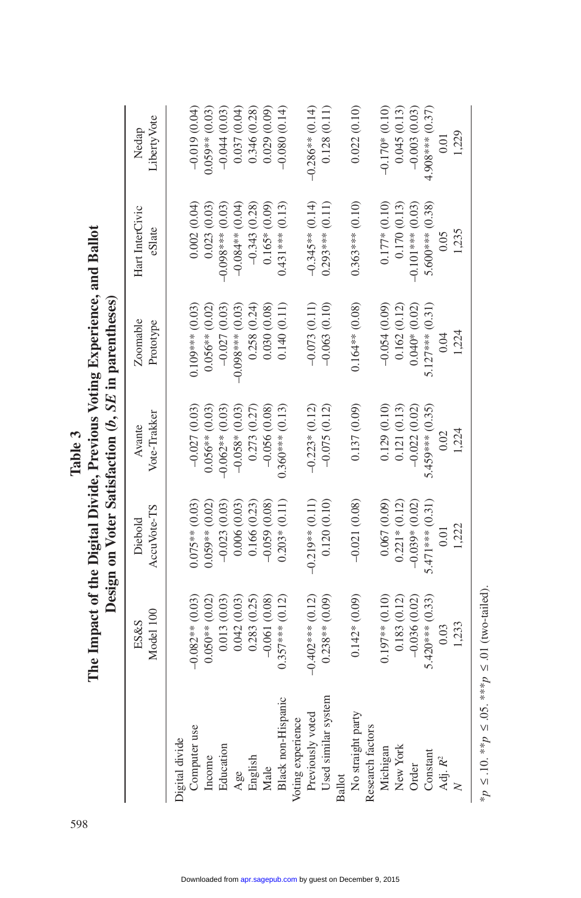**Table 3**

**The Impact of the Digital Divide, Previous Voting Experience, and Ballot Design on Voter Satisfaction (*b*, *SE* in parentheses)**

| | ES&S Model 100 | Diebold AccuVote-TS | Avante Vote-Trakker | Zoomable Prototype | Hart InterCivic eSlate | Nedap LibertyVote |
|---|---|---|---|---|---|---|
| Digital divide | | | | | | |
| Computer use | −0.082** (0.03) | 0.075** (0.03) | −0.027 (0.03) | 0.109*** (0.03) | 0.002 (0.04) | −0.019 (0.04) |
| Income | 0.050** (0.02) | 0.059** (0.02) | 0.056** (0.03) | 0.056** (0.02) | 0.023 (0.03) | 0.059** (0.03) |
| Education | 0.013 (0.03) | −0.023 (0.03) | −0.062** (0.03) | −0.027 (0.03) | −0.098*** (0.03) | −0.044 (0.03) |
| Age | 0.042 (0.03) | 0.006 (0.03) | −0.058* (0.03) | −0.098*** (0.03) | −0.084** (0.04) | 0.037 (0.04) |
| English | 0.283 (0.25) | 0.166 (0.23) | 0.273 (0.27) | 0.258 (0.24) | −0.343 (0.28) | 0.346 (0.28) |
| Male | −0.061 (0.08) | −0.059 (0.08) | −0.056 (0.08) | 0.030 (0.08) | 0.165* (0.09) | 0.029 (0.09) |
| Black non-Hispanic | 0.357*** (0.12) | 0.203* (0.11) | 0.360*** (0.13) | 0.140 (0.11) | 0.431*** (0.13) | −0.080 (0.14) |
| Voting experience | | | | | | |
| Previously voted | −0.402*** (0.12) | −0.219** (0.11) | −0.223* (0.12) | −0.073 (0.11) | −0.345** (0.14) | −0.286** (0.14) |
| Used similar system | 0.238** (0.09) | 0.120 (0.10) | −0.075 (0.12) | −0.063 (0.10) | 0.293*** (0.11) | 0.128 (0.11) |
| Ballot | | | | | | |
| No straight party | 0.142* (0.09) | −0.021 (0.08) | 0.137 (0.09) | 0.164** (0.08) | 0.363*** (0.10) | 0.022 (0.10) |
| Research factors | | | | | | |
| Michigan | 0.197** (0.10) | 0.067 (0.09) | 0.129 (0.10) | −0.054 (0.09) | 0.177* (0.10) | −0.170* (0.10) |
| New York | 0.183 (0.12) | 0.221* (0.12) | 0.121 (0.13) | 0.162 (0.12) | 0.170 (0.13) | 0.045 (0.13) |
| Order | −0.036 (0.02) | −0.039* (0.02) | −0.022 (0.02) | 0.040* (0.02) | −0.101*** (0.03) | −0.003 (0.03) |
| Constant | 5.420*** (0.33) | 5.471*** (0.31) | 5.459*** (0.35) | 5.127*** (0.31) | 5.600*** (0.38) | 4.908*** (0.37) |
| Adj. $R^2$ | 0.03 | 0.01 | 0.02 | 0.04 | 0.05 | 0.01 |
| $N$ | 1,233 | 1,222 | 1,224 | 1,224 | 1,235 | 1,229 |

*$p \leq .10$. **$p \leq .05$. ***$p \leq .01$ (two-tailed).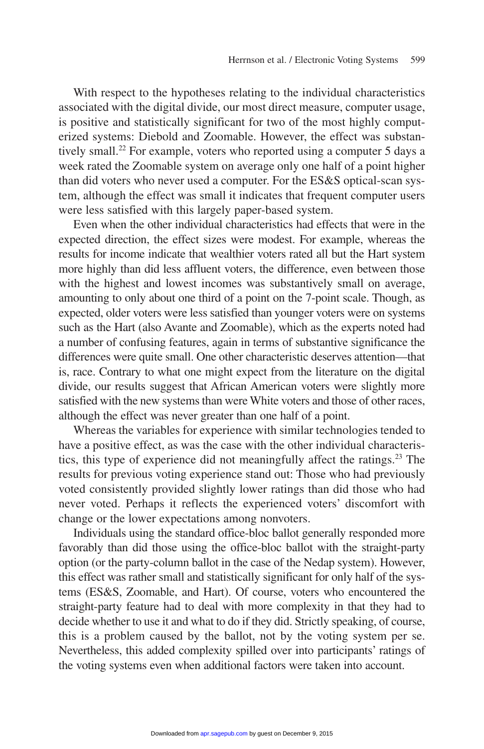With respect to the hypotheses relating to the individual characteristics associated with the digital divide, our most direct measure, computer usage, is positive and statistically significant for two of the most highly computerized systems: Diebold and Zoomable. However, the effect was substantively small.[22] For example, voters who reported using a computer 5 days a week rated the Zoomable system on average only one half of a point higher than did voters who never used a computer. For the ES&S optical-scan system, although the effect was small it indicates that frequent computer users were less satisfied with this largely paper-based system.

Even when the other individual characteristics had effects that were in the expected direction, the effect sizes were modest. For example, whereas the results for income indicate that wealthier voters rated all but the Hart system more highly than did less affluent voters, the difference, even between those with the highest and lowest incomes was substantively small on average, amounting to only about one third of a point on the 7-point scale. Though, as expected, older voters were less satisfied than younger voters were on systems such as the Hart (also Avante and Zoomable), which as the experts noted had a number of confusing features, again in terms of substantive significance the differences were quite small. One other characteristic deserves attention—that is, race. Contrary to what one might expect from the literature on the digital divide, our results suggest that African American voters were slightly more satisfied with the new systems than were White voters and those of other races, although the effect was never greater than one half of a point.

Whereas the variables for experience with similar technologies tended to have a positive effect, as was the case with the other individual characteristics, this type of experience did not meaningfully affect the ratings.[23] The results for previous voting experience stand out: Those who had previously voted consistently provided slightly lower ratings than did those who had never voted. Perhaps it reflects the experienced voters' discomfort with change or the lower expectations among nonvoters.

Individuals using the standard office-bloc ballot generally responded more favorably than did those using the office-bloc ballot with the straight-party option (or the party-column ballot in the case of the Nedap system). However, this effect was rather small and statistically significant for only half of the systems (ES&S, Zoomable, and Hart). Of course, voters who encountered the straight-party feature had to deal with more complexity in that they had to decide whether to use it and what to do if they did. Strictly speaking, of course, this is a problem caused by the ballot, not by the voting system per se. Nevertheless, this added complexity spilled over into participants' ratings of the voting systems even when additional factors were taken into account.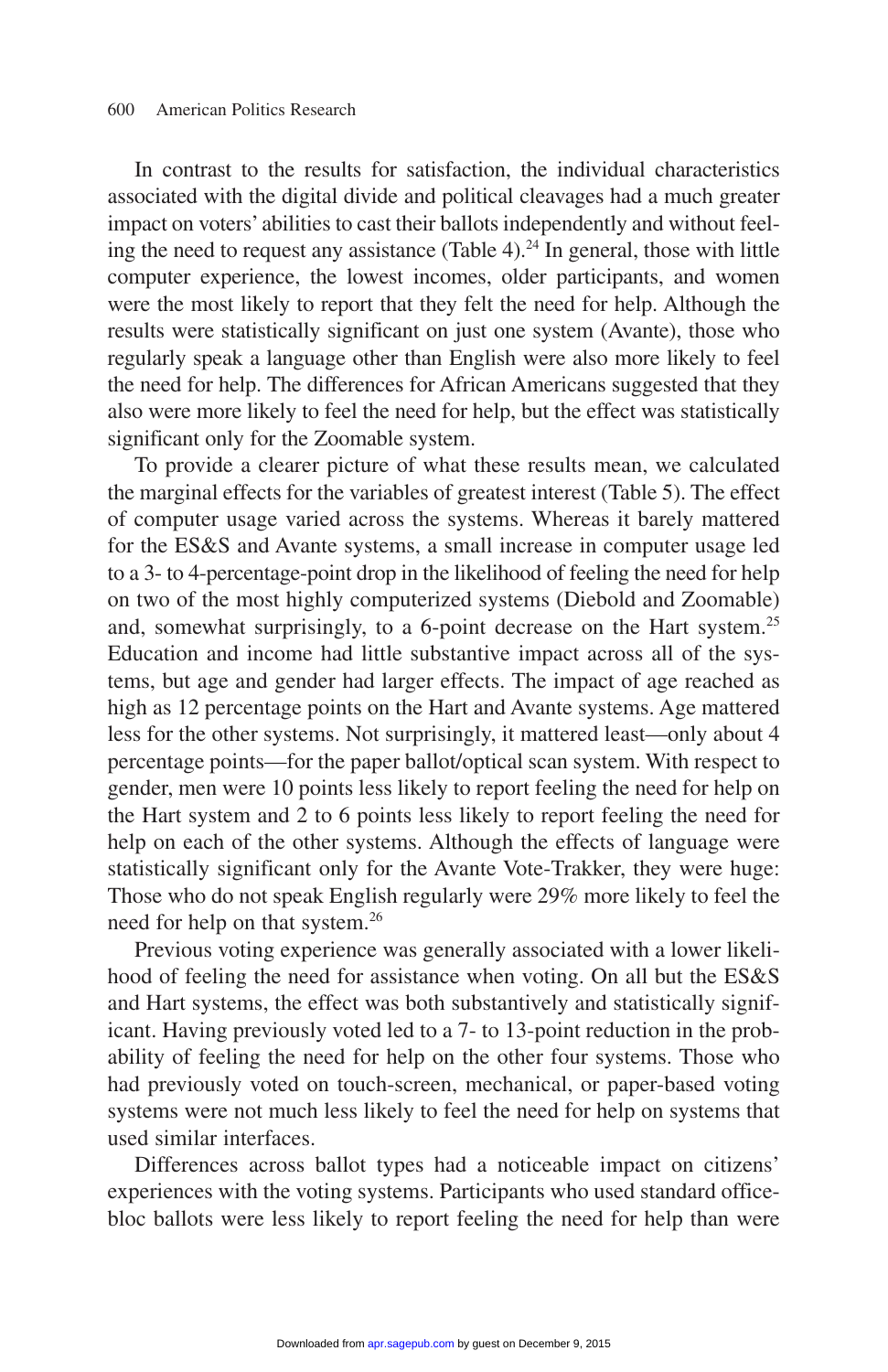In contrast to the results for satisfaction, the individual characteristics associated with the digital divide and political cleavages had a much greater impact on voters' abilities to cast their ballots independently and without feeling the need to request any assistance (Table 4).[24] In general, those with little computer experience, the lowest incomes, older participants, and women were the most likely to report that they felt the need for help. Although the results were statistically significant on just one system (Avante), those who regularly speak a language other than English were also more likely to feel the need for help. The differences for African Americans suggested that they also were more likely to feel the need for help, but the effect was statistically significant only for the Zoomable system.

To provide a clearer picture of what these results mean, we calculated the marginal effects for the variables of greatest interest (Table 5). The effect of computer usage varied across the systems. Whereas it barely mattered for the ES&S and Avante systems, a small increase in computer usage led to a 3- to 4-percentage-point drop in the likelihood of feeling the need for help on two of the most highly computerized systems (Diebold and Zoomable) and, somewhat surprisingly, to a 6-point decrease on the Hart system.[25] Education and income had little substantive impact across all of the systems, but age and gender had larger effects. The impact of age reached as high as 12 percentage points on the Hart and Avante systems. Age mattered less for the other systems. Not surprisingly, it mattered least—only about 4 percentage points—for the paper ballot/optical scan system. With respect to gender, men were 10 points less likely to report feeling the need for help on the Hart system and 2 to 6 points less likely to report feeling the need for help on each of the other systems. Although the effects of language were statistically significant only for the Avante Vote-Trakker, they were huge: Those who do not speak English regularly were 29% more likely to feel the need for help on that system.[26]

Previous voting experience was generally associated with a lower likelihood of feeling the need for assistance when voting. On all but the ES&S and Hart systems, the effect was both substantively and statistically significant. Having previously voted led to a 7- to 13-point reduction in the probability of feeling the need for help on the other four systems. Those who had previously voted on touch-screen, mechanical, or paper-based voting systems were not much less likely to feel the need for help on systems that used similar interfaces.

Differences across ballot types had a noticeable impact on citizens' experiences with the voting systems. Participants who used standard office-bloc ballots were less likely to report feeling the need for help than were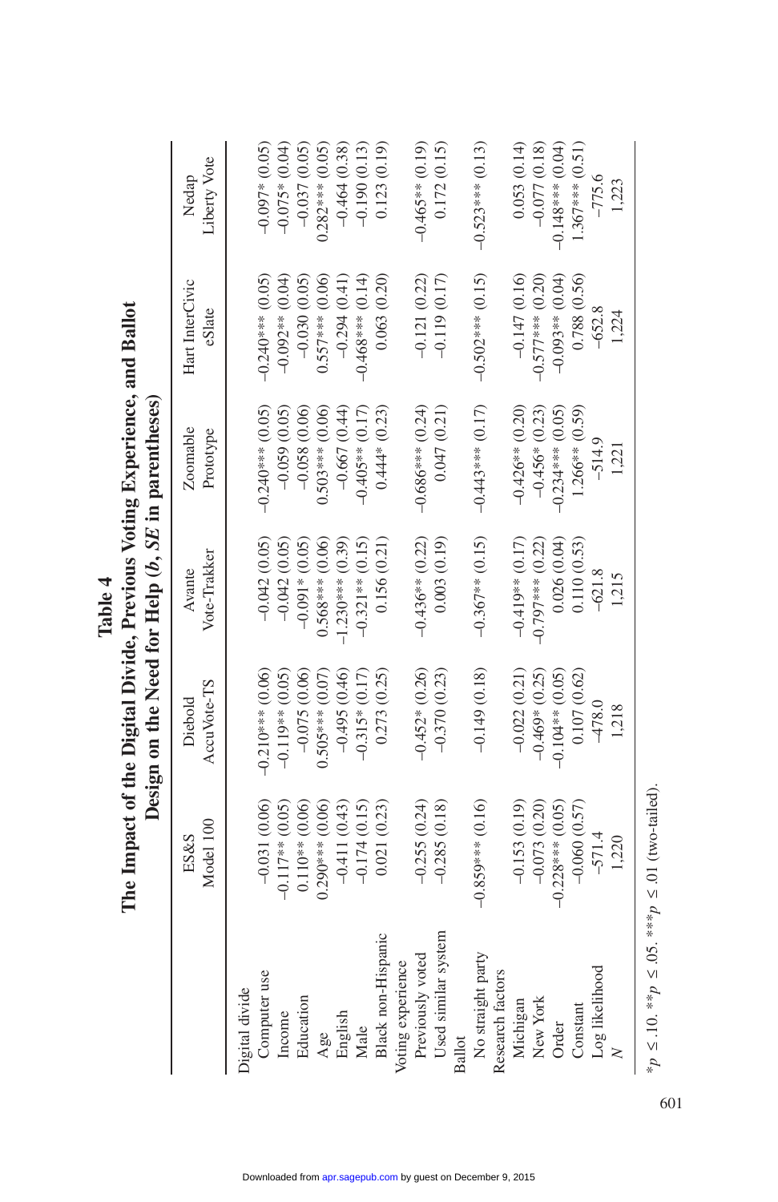**Table 4**
**The Impact of the Digital Divide, Previous Voting Experience, and Ballot Design on the Need for Help (*b*, *SE* in parentheses)**

| | ES&S Model 100 | Diebold AccuVote-TS | Avante Vote-Trakker | Zoomable Prototype | Hart InterCivic eSlate | Nedap Liberty Vote |
|---|---|---|---|---|---|---|
| Digital divide | | | | | | |
| Computer use | −0.031 (0.06) | −0.210*** (0.06) | −0.042 (0.05) | −0.240*** (0.05) | −0.240*** (0.05) | −0.097* (0.05) |
| Income | −0.117** (0.05) | −0.119** (0.05) | −0.042 (0.05) | −0.059 (0.05) | −0.092** (0.04) | −0.075* (0.04) |
| Education | 0.110** (0.06) | −0.075 (0.06) | −0.091* (0.05) | −0.058 (0.06) | −0.030 (0.05) | −0.037 (0.05) |
| Age | 0.290*** (0.06) | 0.505*** (0.07) | 0.568*** (0.06) | 0.503*** (0.06) | 0.557*** (0.06) | 0.282*** (0.05) |
| English | −0.411 (0.43) | −0.495 (0.46) | −1.230*** (0.39) | −0.667 (0.44) | −0.294 (0.41) | −0.464 (0.38) |
| Male | −0.174 (0.15) | −0.315* (0.17) | −0.321** (0.15) | −0.405** (0.17) | −0.468*** (0.14) | −0.190 (0.13) |
| Black non-Hispanic | 0.021 (0.23) | 0.273 (0.25) | 0.156 (0.21) | 0.444* (0.23) | 0.063 (0.20) | 0.123 (0.19) |
| Voting experience | | | | | | |
| Previously voted | −0.255 (0.24) | −0.452* (0.26) | −0.436** (0.22) | −0.686*** (0.24) | −0.121 (0.22) | −0.465** (0.19) |
| Used similar system | −0.285 (0.18) | −0.370 (0.23) | 0.003 (0.19) | 0.047 (0.21) | −0.119 (0.17) | 0.172 (0.15) |
| Ballot | | | | | | |
| No straight party | −0.859*** (0.16) | −0.149 (0.18) | −0.367** (0.15) | −0.443*** (0.17) | −0.502*** (0.15) | −0.523*** (0.13) |
| Research factors | | | | | | |
| Michigan | −0.153 (0.19) | −0.022 (0.21) | −0.419** (0.17) | −0.426** (0.20) | −0.147 (0.16) | 0.053 (0.14) |
| New York | −0.073 (0.20) | −0.469* (0.25) | −0.797*** (0.22) | −0.456* (0.23) | −0.577*** (0.20) | −0.077 (0.18) |
| Order | −0.228*** (0.05) | −0.104** (0.05) | 0.026 (0.04) | −0.234*** (0.05) | −0.093** (0.04) | −0.148*** (0.04) |
| Constant | −0.060 (0.57) | 0.107 (0.62) | 0.110 (0.53) | 1.266** (0.59) | 0.788 (0.56) | 1.367*** (0.51) |
| Log likelihood | −571.4 | −478.0 | −621.8 | −514.9 | −652.8 | −775.6 |
| *N* | 1,220 | 1,218 | 1,215 | 1,221 | 1,224 | 1,223 |

$^{*}p \leq .10$. $^{**}p \leq .05$. $^{***}p \leq .01$ (two-tailed).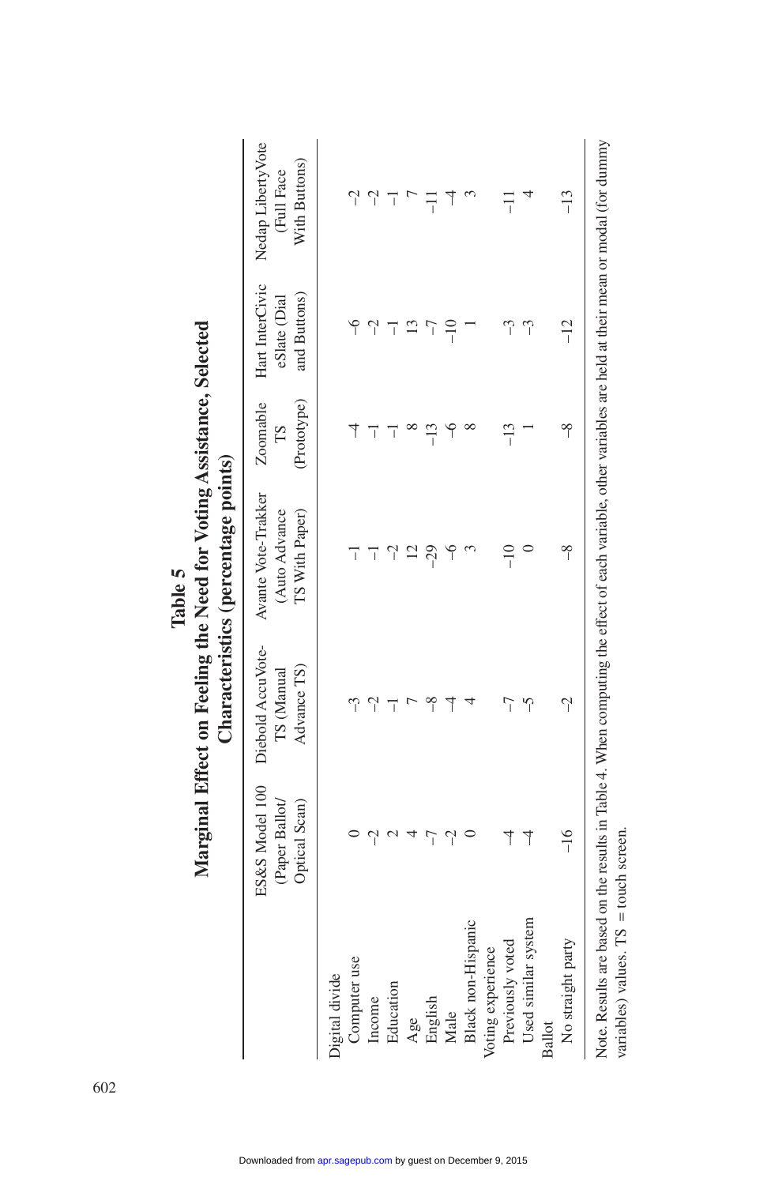**Table 5**
**Marginal Effect on Feeling the Need for Voting Assistance, Selected Characteristics (percentage points)**

| | ES&S Model 100 (Paper Ballot/ Optical Scan) | Diebold AccuVote-TS (Manual Advance TS) | Avante Vote-Trakker (Auto Advance TS With Paper) | Zoomable TS (Prototype) | Hart InterCivic eSlate (Dial and Buttons) | Nedap LibertyVote (Full Face With Buttons) |
|---|---|---|---|---|---|---|
| Digital divide | | | | | | |
| Computer use | 0 | −3 | −1 | −4 | −6 | −2 |
| Income | −2 | −2 | −1 | −1 | −2 | −2 |
| Education | 2 | −1 | −2 | −1 | −1 | −1 |
| Age | 4 | 7 | 12 | 8 | 13 | 7 |
| English | −7 | −8 | −29 | −13 | −7 | −11 |
| Male | −2 | −4 | −6 | −6 | −10 | −4 |
| Black non-Hispanic | 0 | 4 | 3 | 8 | 1 | 3 |
| Voting experience | | | | | | |
| Previously voted | −4 | −7 | −10 | −13 | −3 | −11 |
| Used similar system | −4 | −5 | 0 | 1 | −3 | 4 |
| Ballot | | | | | | |
| No straight party | −16 | −2 | −8 | −8 | −12 | −13 |

Note. Results are based on the results in Table 4. When computing the effect of each variable, other variables are held at their mean or modal (for dummy variables) values. TS = touch screen.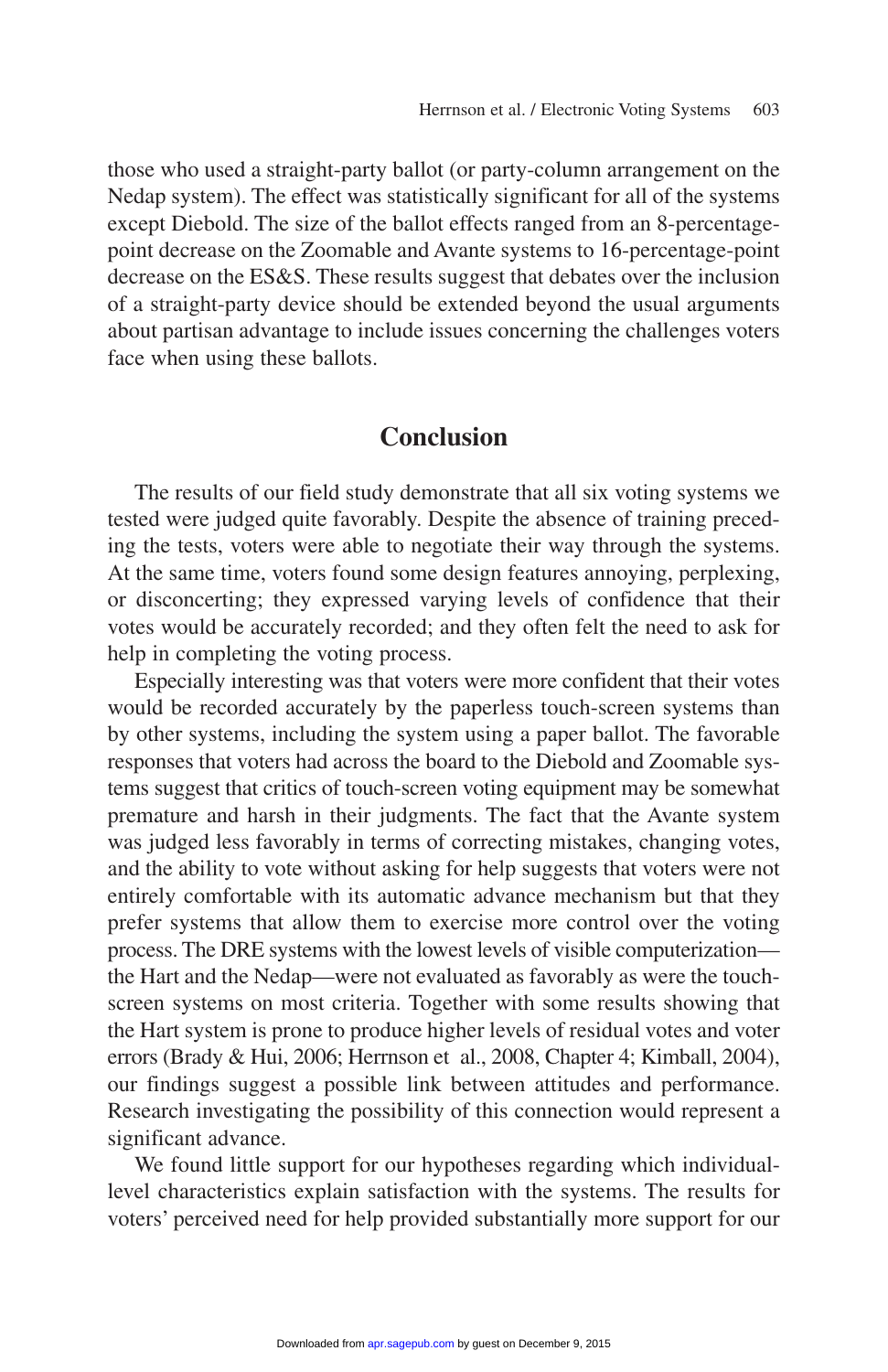those who used a straight-party ballot (or party-column arrangement on the Nedap system). The effect was statistically significant for all of the systems except Diebold. The size of the ballot effects ranged from an 8-percentage-point decrease on the Zoomable and Avante systems to 16-percentage-point decrease on the ES&S. These results suggest that debates over the inclusion of a straight-party device should be extended beyond the usual arguments about partisan advantage to include issues concerning the challenges voters face when using these ballots.

## Conclusion

The results of our field study demonstrate that all six voting systems we tested were judged quite favorably. Despite the absence of training preceding the tests, voters were able to negotiate their way through the systems. At the same time, voters found some design features annoying, perplexing, or disconcerting; they expressed varying levels of confidence that their votes would be accurately recorded; and they often felt the need to ask for help in completing the voting process.

Especially interesting was that voters were more confident that their votes would be recorded accurately by the paperless touch-screen systems than by other systems, including the system using a paper ballot. The favorable responses that voters had across the board to the Diebold and Zoomable systems suggest that critics of touch-screen voting equipment may be somewhat premature and harsh in their judgments. The fact that the Avante system was judged less favorably in terms of correcting mistakes, changing votes, and the ability to vote without asking for help suggests that voters were not entirely comfortable with its automatic advance mechanism but that they prefer systems that allow them to exercise more control over the voting process. The DRE systems with the lowest levels of visible computerization—the Hart and the Nedap—were not evaluated as favorably as were the touch-screen systems on most criteria. Together with some results showing that the Hart system is prone to produce higher levels of residual votes and voter errors (Brady & Hui, 2006; Herrnson et al., 2008, Chapter 4; Kimball, 2004), our findings suggest a possible link between attitudes and performance. Research investigating the possibility of this connection would represent a significant advance.

We found little support for our hypotheses regarding which individual-level characteristics explain satisfaction with the systems. The results for voters' perceived need for help provided substantially more support for our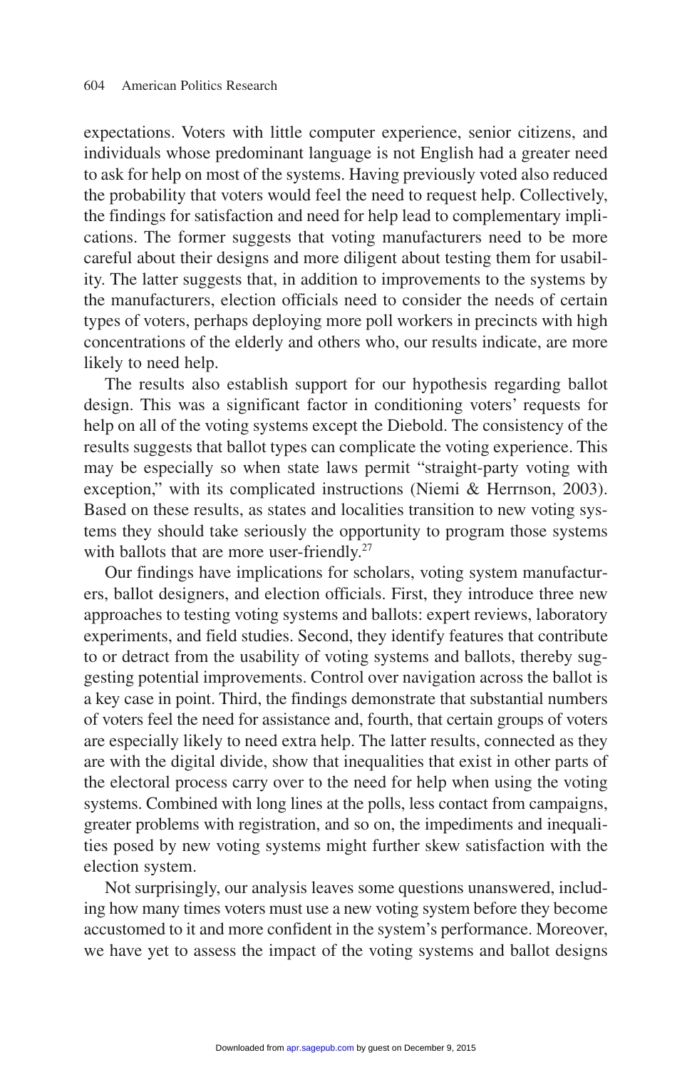expectations. Voters with little computer experience, senior citizens, and individuals whose predominant language is not English had a greater need to ask for help on most of the systems. Having previously voted also reduced the probability that voters would feel the need to request help. Collectively, the findings for satisfaction and need for help lead to complementary implications. The former suggests that voting manufacturers need to be more careful about their designs and more diligent about testing them for usability. The latter suggests that, in addition to improvements to the systems by the manufacturers, election officials need to consider the needs of certain types of voters, perhaps deploying more poll workers in precincts with high concentrations of the elderly and others who, our results indicate, are more likely to need help.

The results also establish support for our hypothesis regarding ballot design. This was a significant factor in conditioning voters' requests for help on all of the voting systems except the Diebold. The consistency of the results suggests that ballot types can complicate the voting experience. This may be especially so when state laws permit "straight-party voting with exception," with its complicated instructions (Niemi & Herrnson, 2003). Based on these results, as states and localities transition to new voting systems they should take seriously the opportunity to program those systems with ballots that are more user-friendly.[27]

Our findings have implications for scholars, voting system manufacturers, ballot designers, and election officials. First, they introduce three new approaches to testing voting systems and ballots: expert reviews, laboratory experiments, and field studies. Second, they identify features that contribute to or detract from the usability of voting systems and ballots, thereby suggesting potential improvements. Control over navigation across the ballot is a key case in point. Third, the findings demonstrate that substantial numbers of voters feel the need for assistance and, fourth, that certain groups of voters are especially likely to need extra help. The latter results, connected as they are with the digital divide, show that inequalities that exist in other parts of the electoral process carry over to the need for help when using the voting systems. Combined with long lines at the polls, less contact from campaigns, greater problems with registration, and so on, the impediments and inequalities posed by new voting systems might further skew satisfaction with the election system.

Not surprisingly, our analysis leaves some questions unanswered, including how many times voters must use a new voting system before they become accustomed to it and more confident in the system's performance. Moreover, we have yet to assess the impact of the voting systems and ballot designs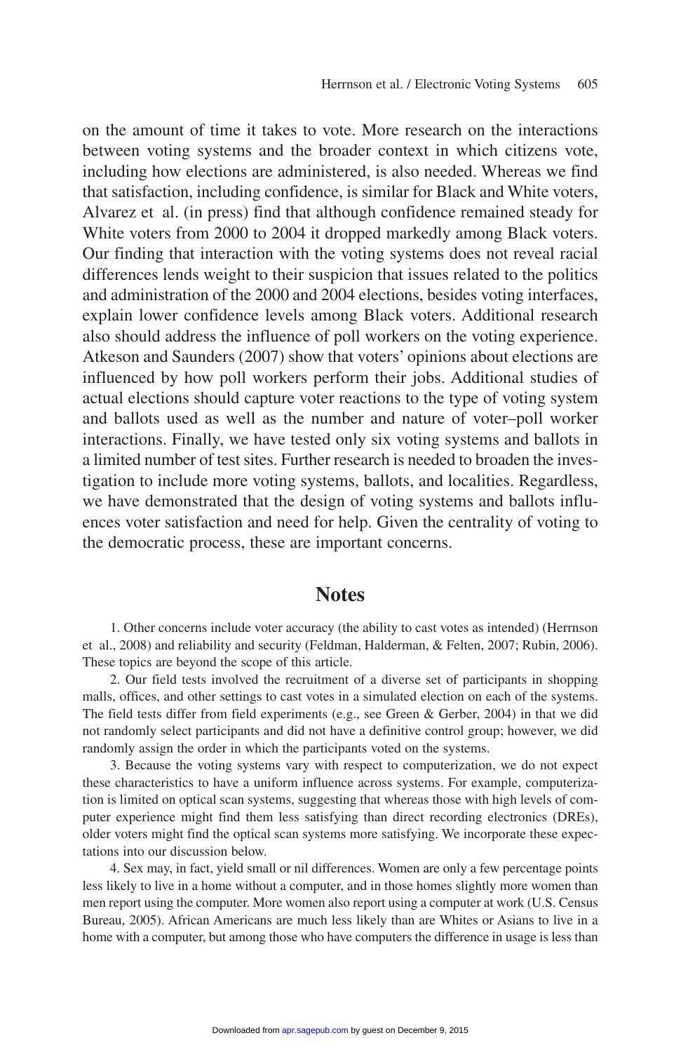on the amount of time it takes to vote. More research on the interactions between voting systems and the broader context in which citizens vote, including how elections are administered, is also needed. Whereas we find that satisfaction, including confidence, is similar for Black and White voters, Alvarez et al. (in press) find that although confidence remained steady for White voters from 2000 to 2004 it dropped markedly among Black voters. Our finding that interaction with the voting systems does not reveal racial differences lends weight to their suspicion that issues related to the politics and administration of the 2000 and 2004 elections, besides voting interfaces, explain lower confidence levels among Black voters. Additional research also should address the influence of poll workers on the voting experience. Atkeson and Saunders (2007) show that voters' opinions about elections are influenced by how poll workers perform their jobs. Additional studies of actual elections should capture voter reactions to the type of voting system and ballots used as well as the number and nature of voter–poll worker interactions. Finally, we have tested only six voting systems and ballots in a limited number of test sites. Further research is needed to broaden the investigation to include more voting systems, ballots, and localities. Regardless, we have demonstrated that the design of voting systems and ballots influences voter satisfaction and need for help. Given the centrality of voting to the democratic process, these are important concerns.

## Notes

1. Other concerns include voter accuracy (the ability to cast votes as intended) (Herrnson et al., 2008) and reliability and security (Feldman, Halderman, & Felten, 2007; Rubin, 2006). These topics are beyond the scope of this article.

2. Our field tests involved the recruitment of a diverse set of participants in shopping malls, offices, and other settings to cast votes in a simulated election on each of the systems. The field tests differ from field experiments (e.g., see Green & Gerber, 2004) in that we did not randomly select participants and did not have a definitive control group; however, we did randomly assign the order in which the participants voted on the systems.

3. Because the voting systems vary with respect to computerization, we do not expect these characteristics to have a uniform influence across systems. For example, computerization is limited on optical scan systems, suggesting that whereas those with high levels of computer experience might find them less satisfying than direct recording electronics (DREs), older voters might find the optical scan systems more satisfying. We incorporate these expectations into our discussion below.

4. Sex may, in fact, yield small or nil differences. Women are only a few percentage points less likely to live in a home without a computer, and in those homes slightly more women than men report using the computer. More women also report using a computer at work (U.S. Census Bureau, 2005). African Americans are much less likely than are Whites or Asians to live in a home with a computer, but among those who have computers the difference in usage is less than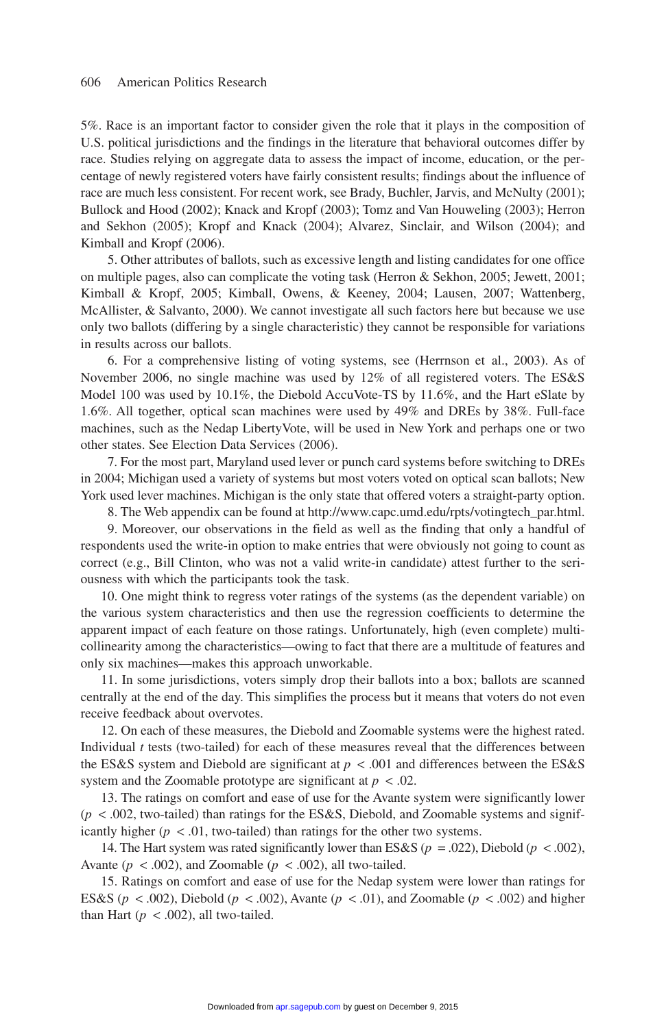5%. Race is an important factor to consider given the role that it plays in the composition of U.S. political jurisdictions and the findings in the literature that behavioral outcomes differ by race. Studies relying on aggregate data to assess the impact of income, education, or the percentage of newly registered voters have fairly consistent results; findings about the influence of race are much less consistent. For recent work, see Brady, Buchler, Jarvis, and McNulty (2001); Bullock and Hood (2002); Knack and Kropf (2003); Tomz and Van Houweling (2003); Herron and Sekhon (2005); Kropf and Knack (2004); Alvarez, Sinclair, and Wilson (2004); and Kimball and Kropf (2006).

5. Other attributes of ballots, such as excessive length and listing candidates for one office on multiple pages, also can complicate the voting task (Herron & Sekhon, 2005; Jewett, 2001; Kimball & Kropf, 2005; Kimball, Owens, & Keeney, 2004; Lausen, 2007; Wattenberg, McAllister, & Salvanto, 2000). We cannot investigate all such factors here but because we use only two ballots (differing by a single characteristic) they cannot be responsible for variations in results across our ballots.

6. For a comprehensive listing of voting systems, see (Herrnson et al., 2003). As of November 2006, no single machine was used by 12% of all registered voters. The ES&S Model 100 was used by 10.1%, the Diebold AccuVote-TS by 11.6%, and the Hart eSlate by 1.6%. All together, optical scan machines were used by 49% and DREs by 38%. Full-face machines, such as the Nedap LibertyVote, will be used in New York and perhaps one or two other states. See Election Data Services (2006).

7. For the most part, Maryland used lever or punch card systems before switching to DREs in 2004; Michigan used a variety of systems but most voters voted on optical scan ballots; New York used lever machines. Michigan is the only state that offered voters a straight-party option.

8. The Web appendix can be found at http://www.capc.umd.edu/rpts/votingtech_par.html.

9. Moreover, our observations in the field as well as the finding that only a handful of respondents used the write-in option to make entries that were obviously not going to count as correct (e.g., Bill Clinton, who was not a valid write-in candidate) attest further to the seriousness with which the participants took the task.

10. One might think to regress voter ratings of the systems (as the dependent variable) on the various system characteristics and then use the regression coefficients to determine the apparent impact of each feature on those ratings. Unfortunately, high (even complete) multicollinearity among the characteristics—owing to fact that there are a multitude of features and only six machines—makes this approach unworkable.

11. In some jurisdictions, voters simply drop their ballots into a box; ballots are scanned centrally at the end of the day. This simplifies the process but it means that voters do not even receive feedback about overvotes.

12. On each of these measures, the Diebold and Zoomable systems were the highest rated. Individual $t$ tests (two-tailed) for each of these measures reveal that the differences between the ES&S system and Diebold are significant at $p < .001$ and differences between the ES&S system and the Zoomable prototype are significant at $p < .02$.

13. The ratings on comfort and ease of use for the Avante system were significantly lower ($p < .002$, two-tailed) than ratings for the ES&S, Diebold, and Zoomable systems and significantly higher ($p < .01$, two-tailed) than ratings for the other two systems.

14. The Hart system was rated significantly lower than ES&S ($p = .022$), Diebold ($p < .002$), Avante ($p < .002$), and Zoomable ($p < .002$), all two-tailed.

15. Ratings on comfort and ease of use for the Nedap system were lower than ratings for ES&S ($p < .002$), Diebold ($p < .002$), Avante ($p < .01$), and Zoomable ($p < .002$) and higher than Hart ($p < .002$), all two-tailed.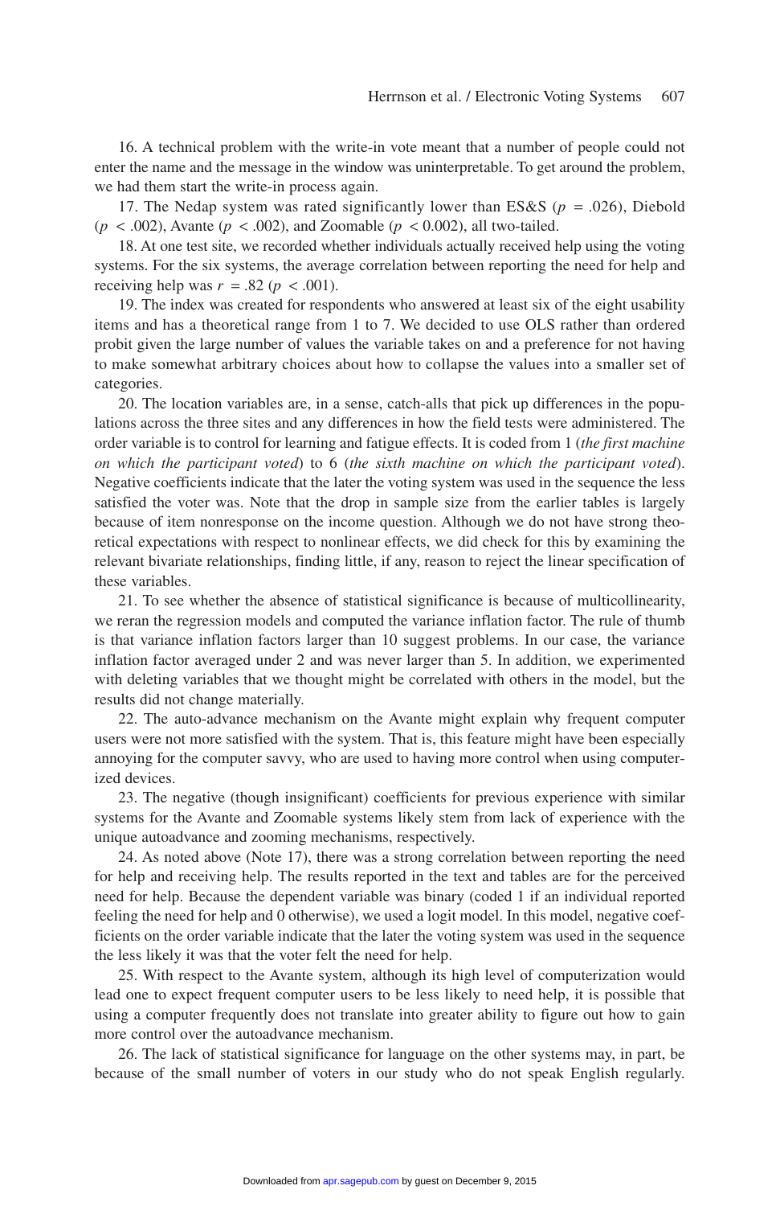16. A technical problem with the write-in vote meant that a number of people could not enter the name and the message in the window was uninterpretable. To get around the problem, we had them start the write-in process again.

17. The Nedap system was rated significantly lower than ES&S ($p$ = .026), Diebold ($p$ < .002), Avante ($p$ < .002), and Zoomable ($p$ < 0.002), all two-tailed.

18. At one test site, we recorded whether individuals actually received help using the voting systems. For the six systems, the average correlation between reporting the need for help and receiving help was $r$ = .82 ($p$ < .001).

19. The index was created for respondents who answered at least six of the eight usability items and has a theoretical range from 1 to 7. We decided to use OLS rather than ordered probit given the large number of values the variable takes on and a preference for not having to make somewhat arbitrary choices about how to collapse the values into a smaller set of categories.

20. The location variables are, in a sense, catch-alls that pick up differences in the populations across the three sites and any differences in how the field tests were administered. The order variable is to control for learning and fatigue effects. It is coded from 1 (*the first machine on which the participant voted*) to 6 (*the sixth machine on which the participant voted*). Negative coefficients indicate that the later the voting system was used in the sequence the less satisfied the voter was. Note that the drop in sample size from the earlier tables is largely because of item nonresponse on the income question. Although we do not have strong theoretical expectations with respect to nonlinear effects, we did check for this by examining the relevant bivariate relationships, finding little, if any, reason to reject the linear specification of these variables.

21. To see whether the absence of statistical significance is because of multicollinearity, we reran the regression models and computed the variance inflation factor. The rule of thumb is that variance inflation factors larger than 10 suggest problems. In our case, the variance inflation factor averaged under 2 and was never larger than 5. In addition, we experimented with deleting variables that we thought might be correlated with others in the model, but the results did not change materially.

22. The auto-advance mechanism on the Avante might explain why frequent computer users were not more satisfied with the system. That is, this feature might have been especially annoying for the computer savvy, who are used to having more control when using computerized devices.

23. The negative (though insignificant) coefficients for previous experience with similar systems for the Avante and Zoomable systems likely stem from lack of experience with the unique autoadvance and zooming mechanisms, respectively.

24. As noted above (Note 17), there was a strong correlation between reporting the need for help and receiving help. The results reported in the text and tables are for the perceived need for help. Because the dependent variable was binary (coded 1 if an individual reported feeling the need for help and 0 otherwise), we used a logit model. In this model, negative coefficients on the order variable indicate that the later the voting system was used in the sequence the less likely it was that the voter felt the need for help.

25. With respect to the Avante system, although its high level of computerization would lead one to expect frequent computer users to be less likely to need help, it is possible that using a computer frequently does not translate into greater ability to figure out how to gain more control over the autoadvance mechanism.

26. The lack of statistical significance for language on the other systems may, in part, be because of the small number of voters in our study who do not speak English regularly.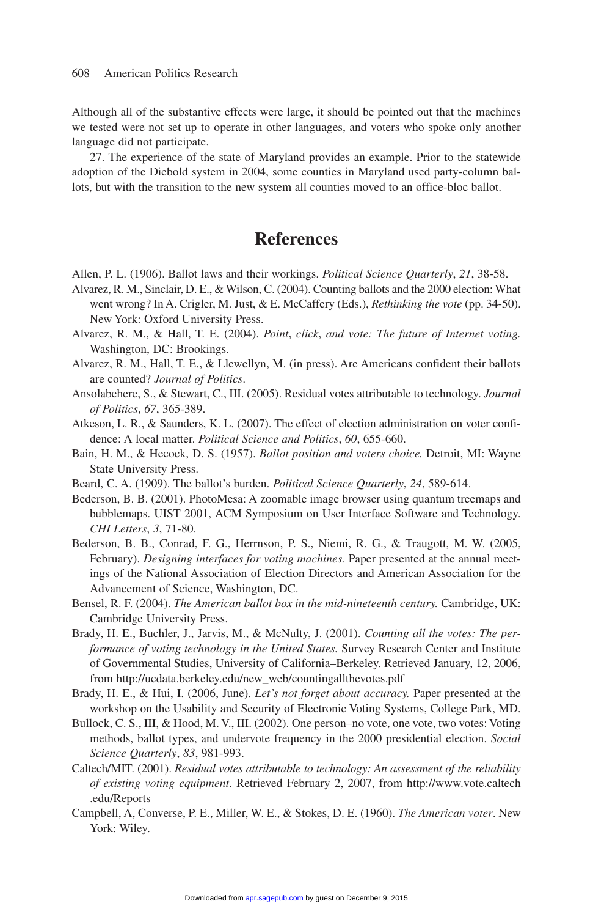Although all of the substantive effects were large, it should be pointed out that the machines we tested were not set up to operate in other languages, and voters who spoke only another language did not participate.

27. The experience of the state of Maryland provides an example. Prior to the statewide adoption of the Diebold system in 2004, some counties in Maryland used party-column ballots, but with the transition to the new system all counties moved to an office-bloc ballot.

# References

Allen, P. L. (1906). Ballot laws and their workings. *Political Science Quarterly*, *21*, 38-58.

Alvarez, R. M., Sinclair, D. E., & Wilson, C. (2004). Counting ballots and the 2000 election: What went wrong? In A. Crigler, M. Just, & E. McCaffery (Eds.), *Rethinking the vote* (pp. 34-50). New York: Oxford University Press.

Alvarez, R. M., & Hall, T. E. (2004). *Point, click, and vote: The future of Internet voting.* Washington, DC: Brookings.

Alvarez, R. M., Hall, T. E., & Llewellyn, M. (in press). Are Americans confident their ballots are counted? *Journal of Politics*.

Ansolabehere, S., & Stewart, C., III. (2005). Residual votes attributable to technology. *Journal of Politics*, *67*, 365-389.

Atkeson, L. R., & Saunders, K. L. (2007). The effect of election administration on voter confidence: A local matter. *Political Science and Politics*, *60*, 655-660.

Bain, H. M., & Hecock, D. S. (1957). *Ballot position and voters choice.* Detroit, MI: Wayne State University Press.

Beard, C. A. (1909). The ballot's burden. *Political Science Quarterly*, *24*, 589-614.

Bederson, B. B. (2001). PhotoMesa: A zoomable image browser using quantum treemaps and bubblemaps. UIST 2001, ACM Symposium on User Interface Software and Technology. *CHI Letters*, *3*, 71-80.

Bederson, B. B., Conrad, F. G., Herrnson, P. S., Niemi, R. G., & Traugott, M. W. (2005, February). *Designing interfaces for voting machines.* Paper presented at the annual meetings of the National Association of Election Directors and American Association for the Advancement of Science, Washington, DC.

Bensel, R. F. (2004). *The American ballot box in the mid-nineteenth century.* Cambridge, UK: Cambridge University Press.

Brady, H. E., Buchler, J., Jarvis, M., & McNulty, J. (2001). *Counting all the votes: The performance of voting technology in the United States.* Survey Research Center and Institute of Governmental Studies, University of California–Berkeley. Retrieved January, 12, 2006, from http://ucdata.berkeley.edu/new_web/countingallthevotes.pdf

Brady, H. E., & Hui, I. (2006, June). *Let's not forget about accuracy.* Paper presented at the workshop on the Usability and Security of Electronic Voting Systems, College Park, MD.

Bullock, C. S., III, & Hood, M. V., III. (2002). One person–no vote, one vote, two votes: Voting methods, ballot types, and undervote frequency in the 2000 presidential election. *Social Science Quarterly*, *83*, 981-993.

Caltech/MIT. (2001). *Residual votes attributable to technology: An assessment of the reliability of existing voting equipment*. Retrieved February 2, 2007, from http://www.vote.caltech.edu/Reports

Campbell, A, Converse, P. E., Miller, W. E., & Stokes, D. E. (1960). *The American voter*. New York: Wiley.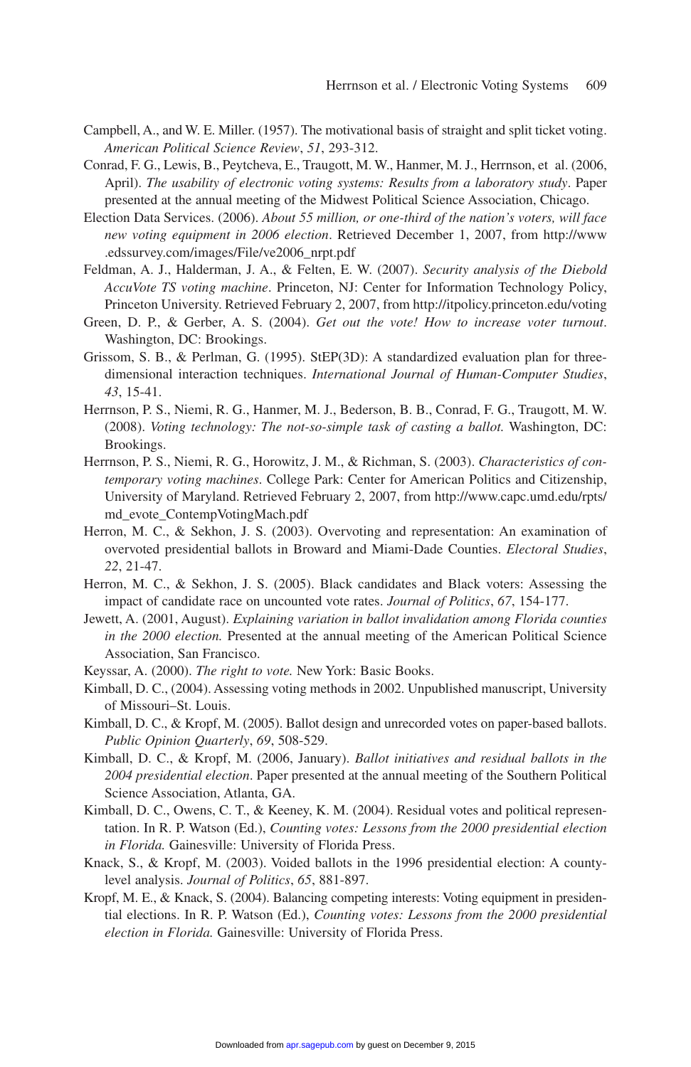Campbell, A., and W. E. Miller. (1957). The motivational basis of straight and split ticket voting. *American Political Science Review*, *51*, 293-312.

Conrad, F. G., Lewis, B., Peytcheva, E., Traugott, M. W., Hanmer, M. J., Herrnson, et al. (2006, April). *The usability of electronic voting systems: Results from a laboratory study*. Paper presented at the annual meeting of the Midwest Political Science Association, Chicago.

Election Data Services. (2006). *About 55 million, or one-third of the nation's voters, will face new voting equipment in 2006 election*. Retrieved December 1, 2007, from http://www.edssurvey.com/images/File/ve2006_nrpt.pdf

Feldman, A. J., Halderman, J. A., & Felten, E. W. (2007). *Security analysis of the Diebold AccuVote TS voting machine*. Princeton, NJ: Center for Information Technology Policy, Princeton University. Retrieved February 2, 2007, from http://itpolicy.princeton.edu/voting

Green, D. P., & Gerber, A. S. (2004). *Get out the vote! How to increase voter turnout*. Washington, DC: Brookings.

Grissom, S. B., & Perlman, G. (1995). StEP(3D): A standardized evaluation plan for three-dimensional interaction techniques. *International Journal of Human-Computer Studies*, *43*, 15-41.

Herrnson, P. S., Niemi, R. G., Hanmer, M. J., Bederson, B. B., Conrad, F. G., Traugott, M. W. (2008). *Voting technology: The not-so-simple task of casting a ballot.* Washington, DC: Brookings.

Herrnson, P. S., Niemi, R. G., Horowitz, J. M., & Richman, S. (2003). *Characteristics of contemporary voting machines*. College Park: Center for American Politics and Citizenship, University of Maryland. Retrieved February 2, 2007, from http://www.capc.umd.edu/rpts/md_evote_ContempVotingMach.pdf

Herron, M. C., & Sekhon, J. S. (2003). Overvoting and representation: An examination of overvoted presidential ballots in Broward and Miami-Dade Counties. *Electoral Studies*, *22*, 21-47.

Herron, M. C., & Sekhon, J. S. (2005). Black candidates and Black voters: Assessing the impact of candidate race on uncounted vote rates. *Journal of Politics*, *67*, 154-177.

Jewett, A. (2001, August). *Explaining variation in ballot invalidation among Florida counties in the 2000 election.* Presented at the annual meeting of the American Political Science Association, San Francisco.

Keyssar, A. (2000). *The right to vote.* New York: Basic Books.

Kimball, D. C., (2004). Assessing voting methods in 2002. Unpublished manuscript, University of Missouri–St. Louis.

Kimball, D. C., & Kropf, M. (2005). Ballot design and unrecorded votes on paper-based ballots. *Public Opinion Quarterly*, *69*, 508-529.

Kimball, D. C., & Kropf, M. (2006, January). *Ballot initiatives and residual ballots in the 2004 presidential election*. Paper presented at the annual meeting of the Southern Political Science Association, Atlanta, GA.

Kimball, D. C., Owens, C. T., & Keeney, K. M. (2004). Residual votes and political representation. In R. P. Watson (Ed.), *Counting votes: Lessons from the 2000 presidential election in Florida.* Gainesville: University of Florida Press.

Knack, S., & Kropf, M. (2003). Voided ballots in the 1996 presidential election: A county-level analysis. *Journal of Politics*, *65*, 881-897.

Kropf, M. E., & Knack, S. (2004). Balancing competing interests: Voting equipment in presidential elections. In R. P. Watson (Ed.), *Counting votes: Lessons from the 2000 presidential election in Florida.* Gainesville: University of Florida Press.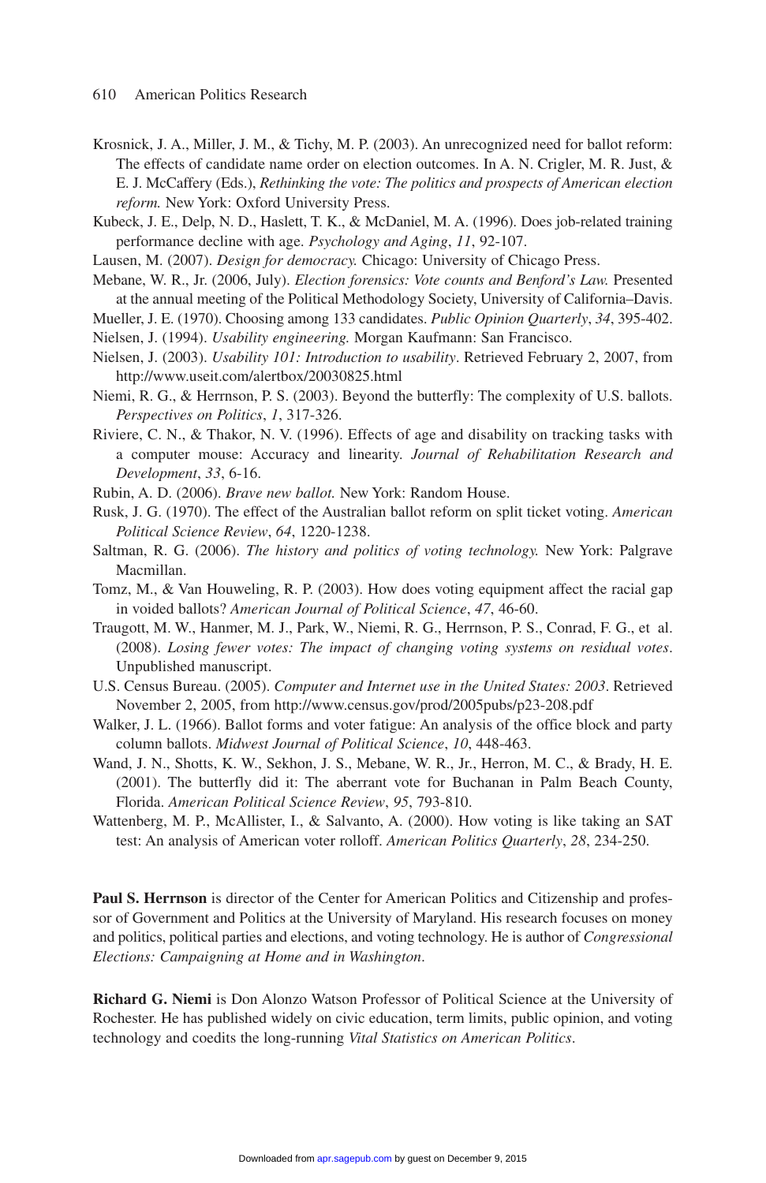Krosnick, J. A., Miller, J. M., & Tichy, M. P. (2003). An unrecognized need for ballot reform: The effects of candidate name order on election outcomes. In A. N. Crigler, M. R. Just, & E. J. McCaffery (Eds.), *Rethinking the vote: The politics and prospects of American election reform.* New York: Oxford University Press.

Kubeck, J. E., Delp, N. D., Haslett, T. K., & McDaniel, M. A. (1996). Does job-related training performance decline with age. *Psychology and Aging*, *11*, 92-107.

Lausen, M. (2007). *Design for democracy.* Chicago: University of Chicago Press.

Mebane, W. R., Jr. (2006, July). *Election forensics: Vote counts and Benford's Law.* Presented at the annual meeting of the Political Methodology Society, University of California–Davis.

Mueller, J. E. (1970). Choosing among 133 candidates. *Public Opinion Quarterly*, *34*, 395-402.

Nielsen, J. (1994). *Usability engineering.* Morgan Kaufmann: San Francisco.

Nielsen, J. (2003). *Usability 101: Introduction to usability*. Retrieved February 2, 2007, from http://www.useit.com/alertbox/20030825.html

Niemi, R. G., & Herrnson, P. S. (2003). Beyond the butterfly: The complexity of U.S. ballots. *Perspectives on Politics*, *1*, 317-326.

Riviere, C. N., & Thakor, N. V. (1996). Effects of age and disability on tracking tasks with a computer mouse: Accuracy and linearity. *Journal of Rehabilitation Research and Development*, *33*, 6-16.

Rubin, A. D. (2006). *Brave new ballot.* New York: Random House.

Rusk, J. G. (1970). The effect of the Australian ballot reform on split ticket voting. *American Political Science Review*, *64*, 1220-1238.

Saltman, R. G. (2006). *The history and politics of voting technology.* New York: Palgrave Macmillan.

Tomz, M., & Van Houweling, R. P. (2003). How does voting equipment affect the racial gap in voided ballots? *American Journal of Political Science*, *47*, 46-60.

Traugott, M. W., Hanmer, M. J., Park, W., Niemi, R. G., Herrnson, P. S., Conrad, F. G., et al. (2008). *Losing fewer votes: The impact of changing voting systems on residual votes*. Unpublished manuscript.

U.S. Census Bureau. (2005). *Computer and Internet use in the United States: 2003*. Retrieved November 2, 2005, from http://www.census.gov/prod/2005pubs/p23-208.pdf

Walker, J. L. (1966). Ballot forms and voter fatigue: An analysis of the office block and party column ballots. *Midwest Journal of Political Science*, *10*, 448-463.

Wand, J. N., Shotts, K. W., Sekhon, J. S., Mebane, W. R., Jr., Herron, M. C., & Brady, H. E. (2001). The butterfly did it: The aberrant vote for Buchanan in Palm Beach County, Florida. *American Political Science Review*, *95*, 793-810.

Wattenberg, M. P., McAllister, I., & Salvanto, A. (2000). How voting is like taking an SAT test: An analysis of American voter rolloff. *American Politics Quarterly*, *28*, 234-250.

**Paul S. Herrnson** is director of the Center for American Politics and Citizenship and professor of Government and Politics at the University of Maryland. His research focuses on money and politics, political parties and elections, and voting technology. He is author of *Congressional Elections: Campaigning at Home and in Washington*.

**Richard G. Niemi** is Don Alonzo Watson Professor of Political Science at the University of Rochester. He has published widely on civic education, term limits, public opinion, and voting technology and coedits the long-running *Vital Statistics on American Politics*.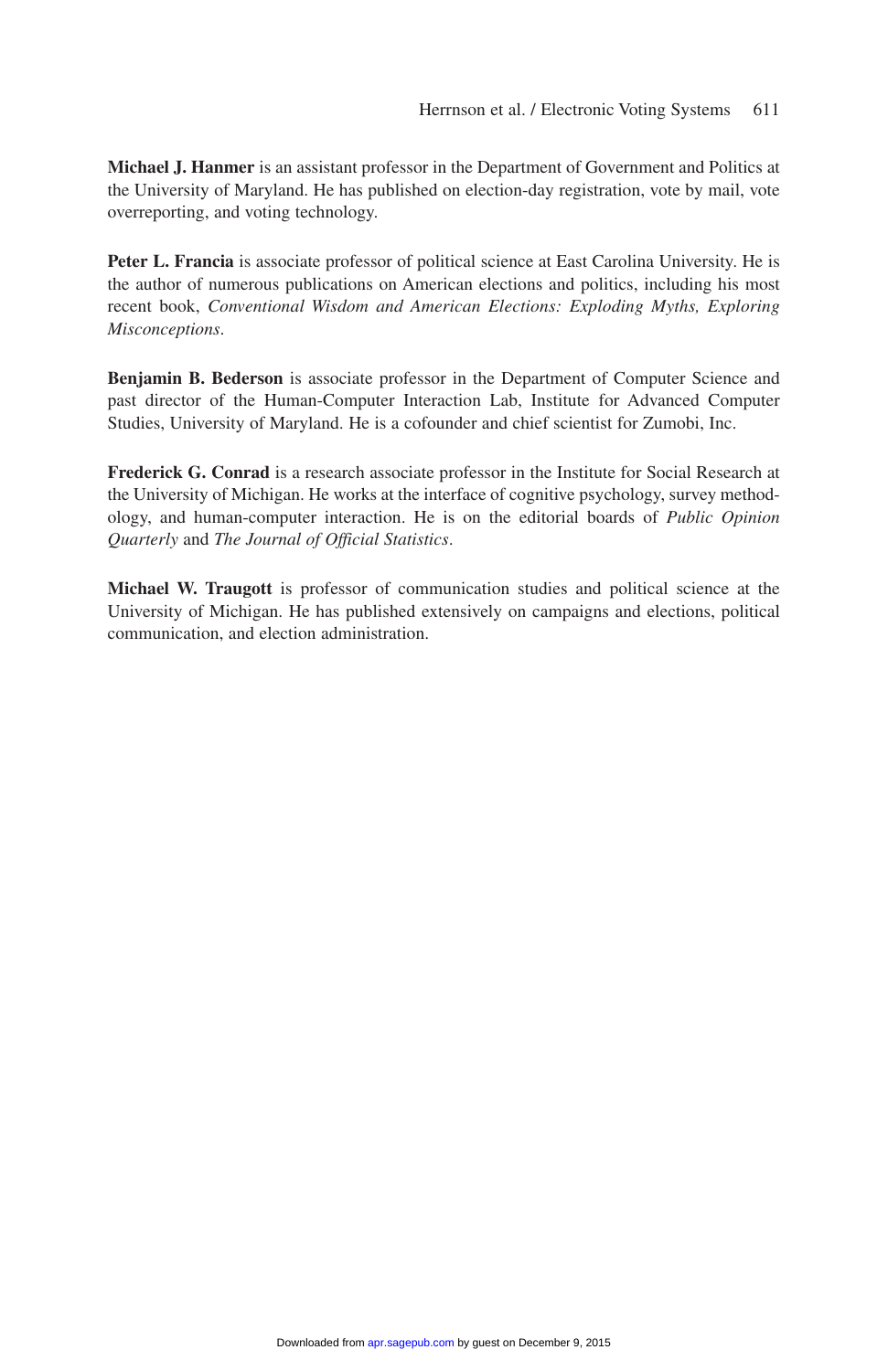**Michael J. Hanmer** is an assistant professor in the Department of Government and Politics at the University of Maryland. He has published on election-day registration, vote by mail, vote overreporting, and voting technology.

**Peter L. Francia** is associate professor of political science at East Carolina University. He is the author of numerous publications on American elections and politics, including his most recent book, *Conventional Wisdom and American Elections: Exploding Myths, Exploring Misconceptions*.

**Benjamin B. Bederson** is associate professor in the Department of Computer Science and past director of the Human-Computer Interaction Lab, Institute for Advanced Computer Studies, University of Maryland. He is a cofounder and chief scientist for Zumobi, Inc.

**Frederick G. Conrad** is a research associate professor in the Institute for Social Research at the University of Michigan. He works at the interface of cognitive psychology, survey methodology, and human-computer interaction. He is on the editorial boards of *Public Opinion Quarterly* and *The Journal of Official Statistics*.

**Michael W. Traugott** is professor of communication studies and political science at the University of Michigan. He has published extensively on campaigns and elections, political communication, and election administration.